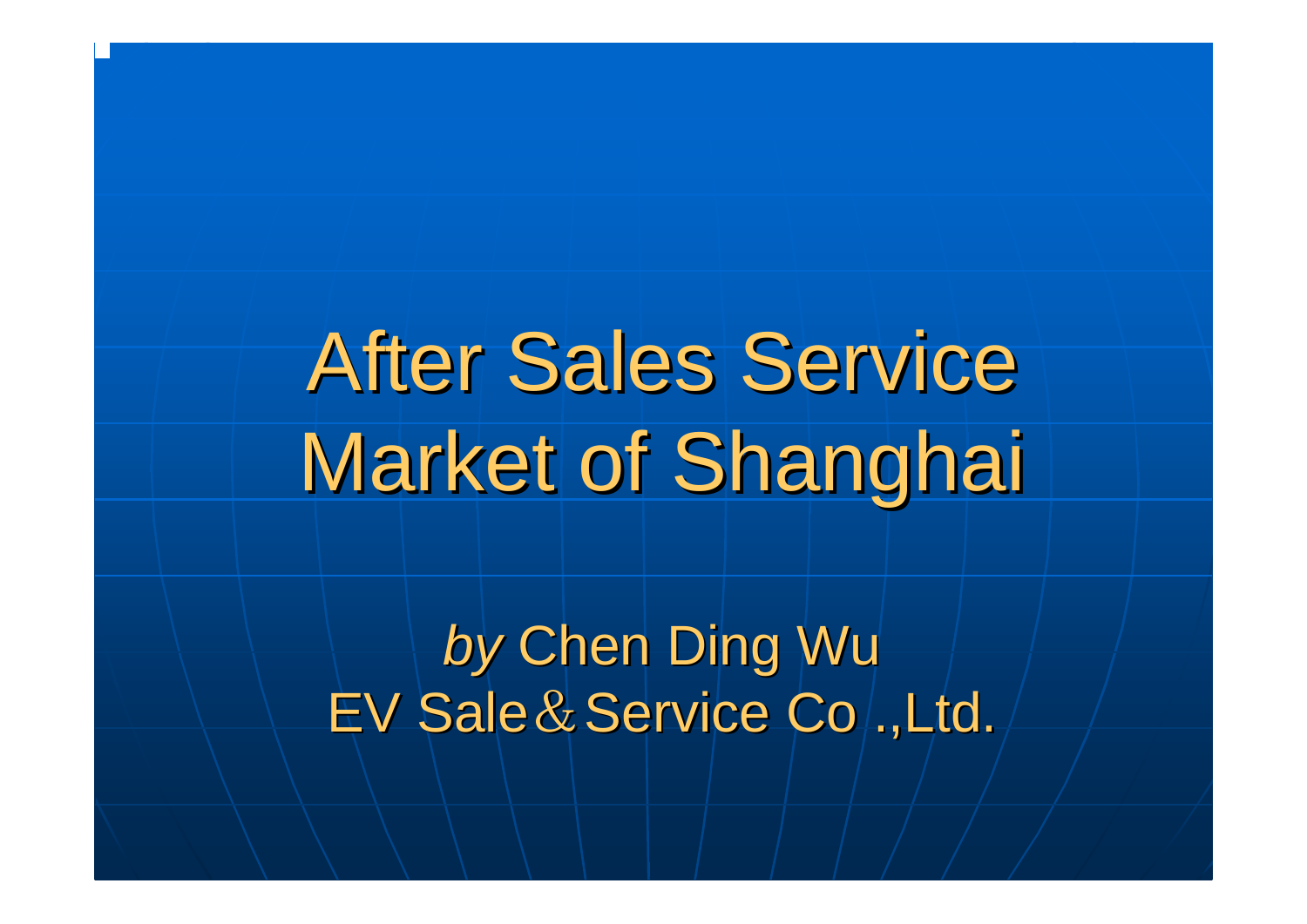# After Sales Service Market of Shanghai

*by* Chen Ding Wu

EV Sale＆Service Co .,Ltd.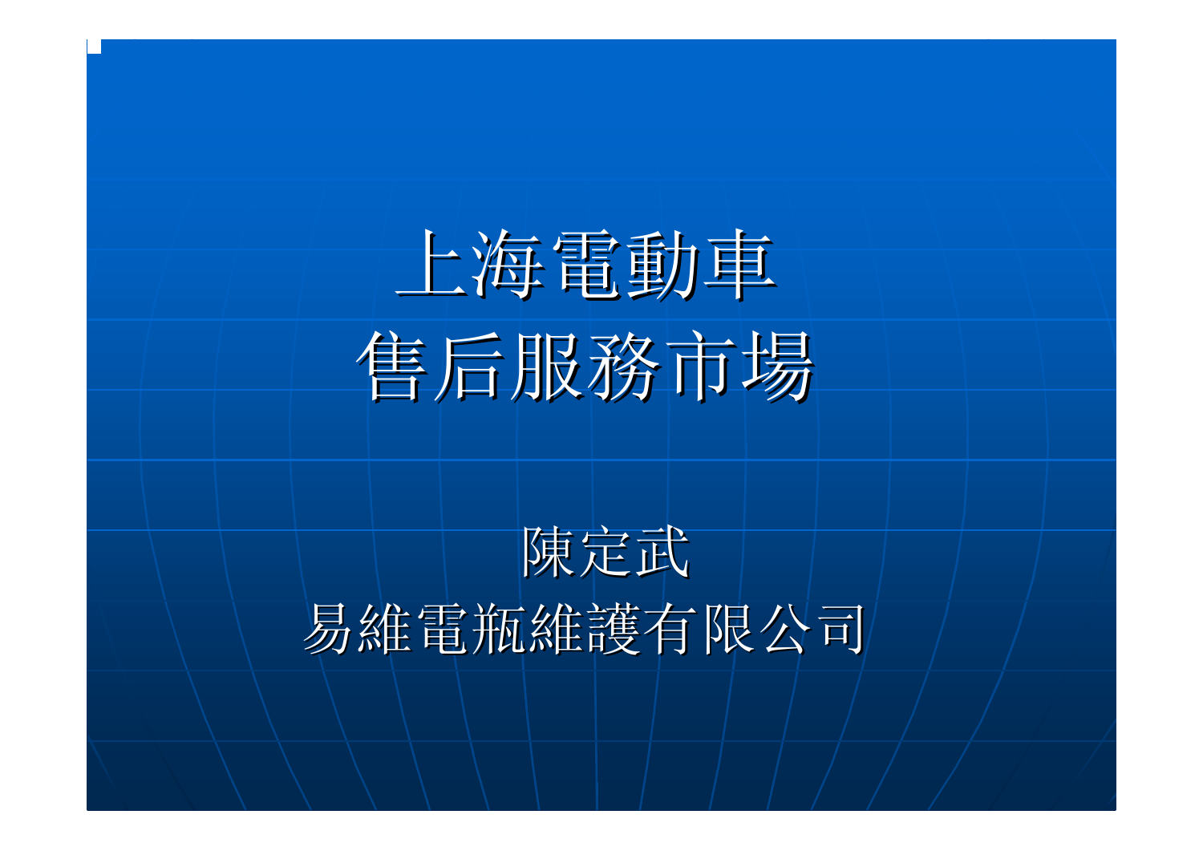# 上海電動車
# 售后服務市場

陳定武

易維電瓶維護有限公司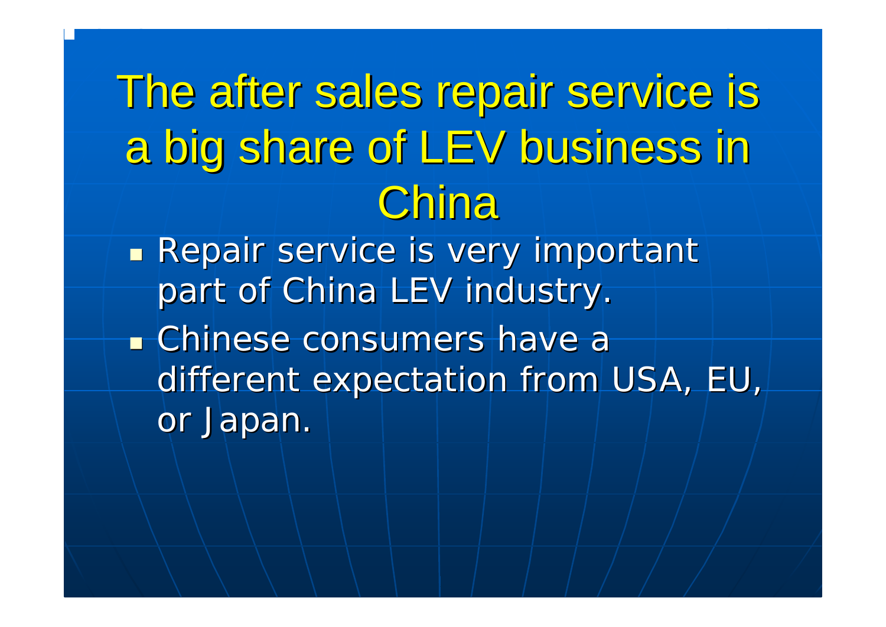# The after sales repair service is a big share of LEV business in China

- Repair service is very important part of China LEV industry.
- Chinese consumers have a different expectation from USA, EU, or Japan.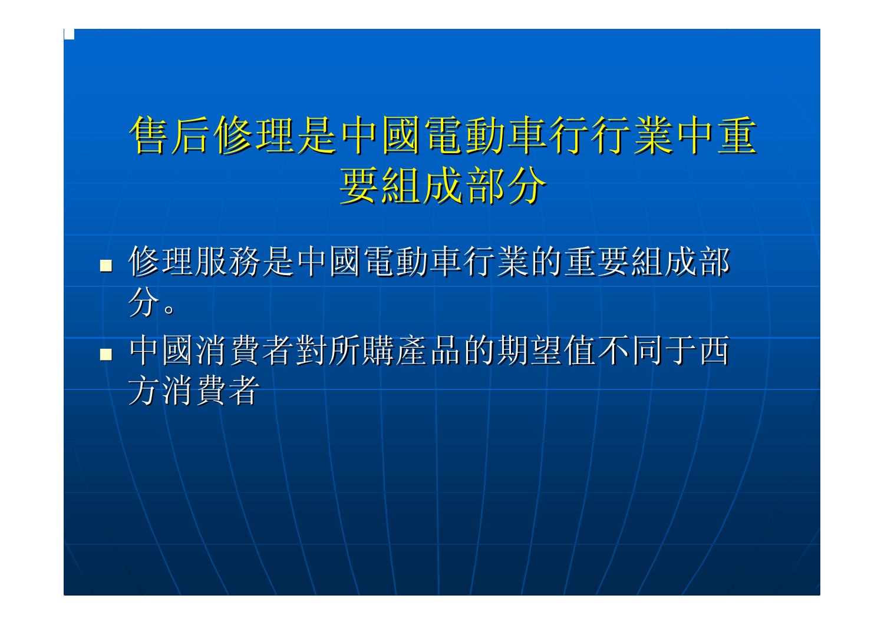# 售后修理是中國電動車行行業中重要組成部分

- 修理服務是中國電動車行業的重要組成部分。
- 中國消費者對所購產品的期望值不同于西方消費者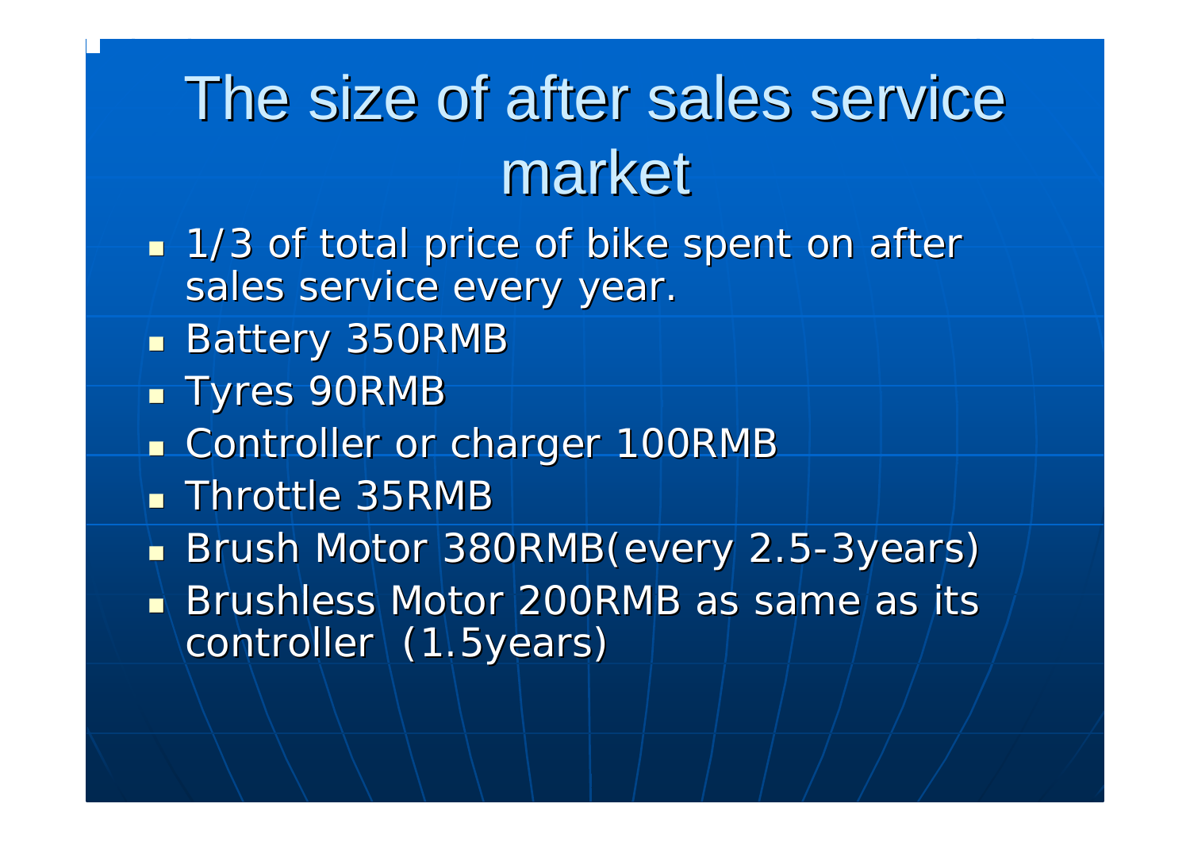# The size of after sales service market

- 1/3 of total price of bike spent on after sales service every year.
- Battery 350RMB
- Tyres 90RMB
- Controller or charger 100RMB
- Throttle 35RMB
- Brush Motor 380RMB(every 2.5-3years)
- Brushless Motor 200RMB as same as its controller (1.5years)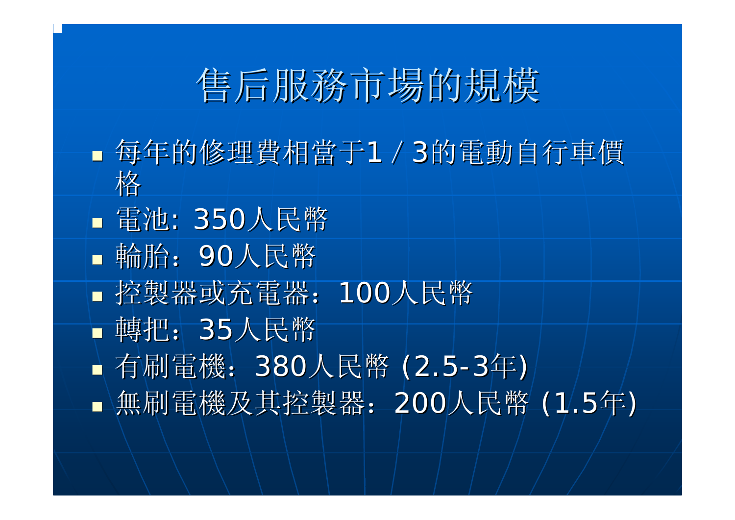# 售后服務市場的規模

- 每年的修理費相當于1 / 3的電動自行車價格
- 電池: 350人民幣
- 輪胎：90人民幣
- 控製器或充電器：100人民幣
- 轉把：35人民幣
- 有刷電機：380人民幣 (2.5-3年)
- 無刷電機及其控製器：200人民幣 (1.5年)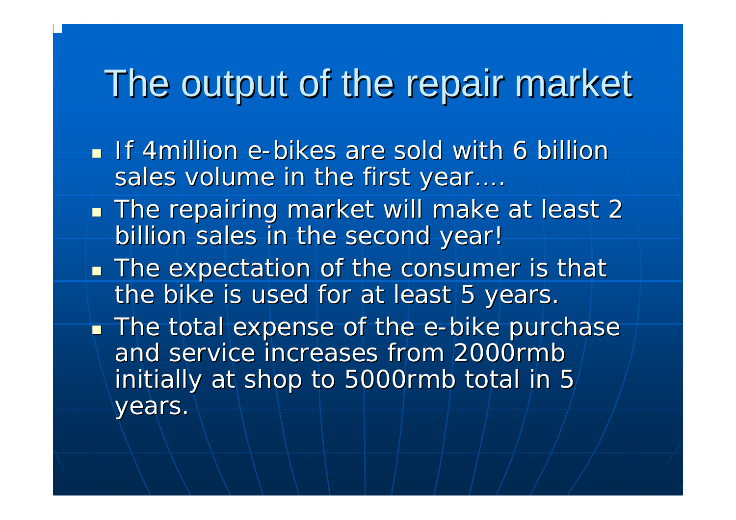# The output of the repair market

- If 4million e-bikes are sold with 6 billion sales volume in the first year….
- The repairing market will make at least 2 billion sales in the second year!
- The expectation of the consumer is that the bike is used for at least 5 years.
- The total expense of the e-bike purchase and service increases from 2000rmb initially at shop to 5000rmb total in 5 years.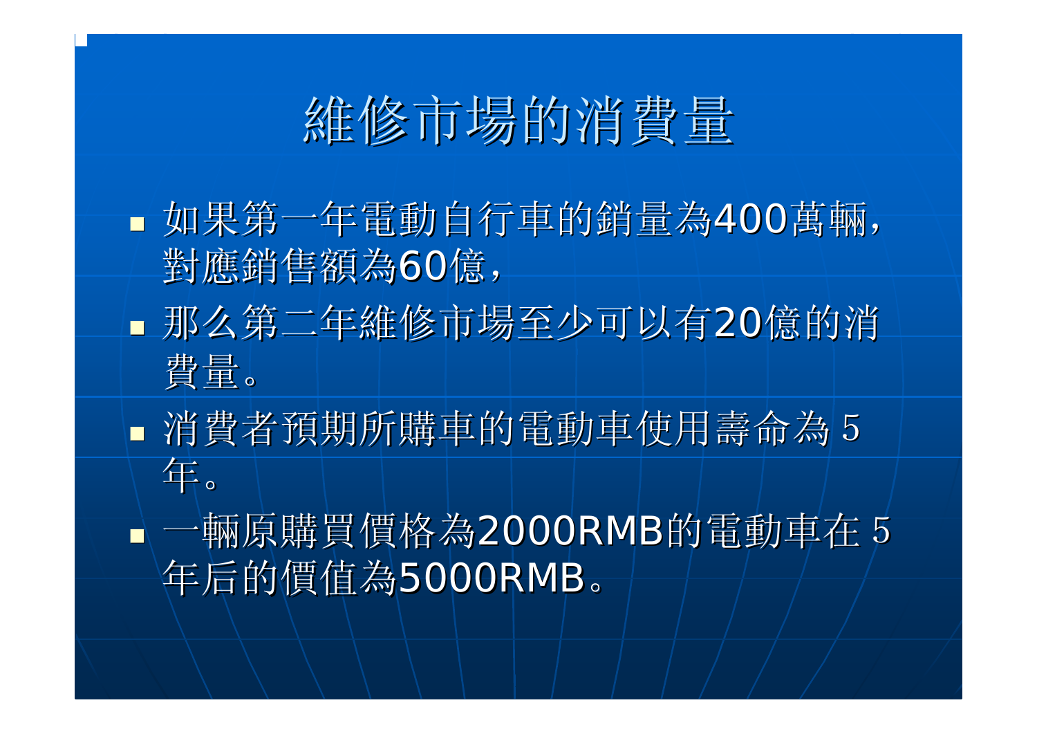# 維修市場的消費量

- 如果第一年電動自行車的銷量為400萬輛，對應銷售額為60億，
- 那么第二年維修市場至少可以有20億的消費量。
- 消費者預期所購車的電動車使用壽命為 5 年。
- 一輛原購買價格為2000RMB的電動車在 5 年后的價值為5000RMB。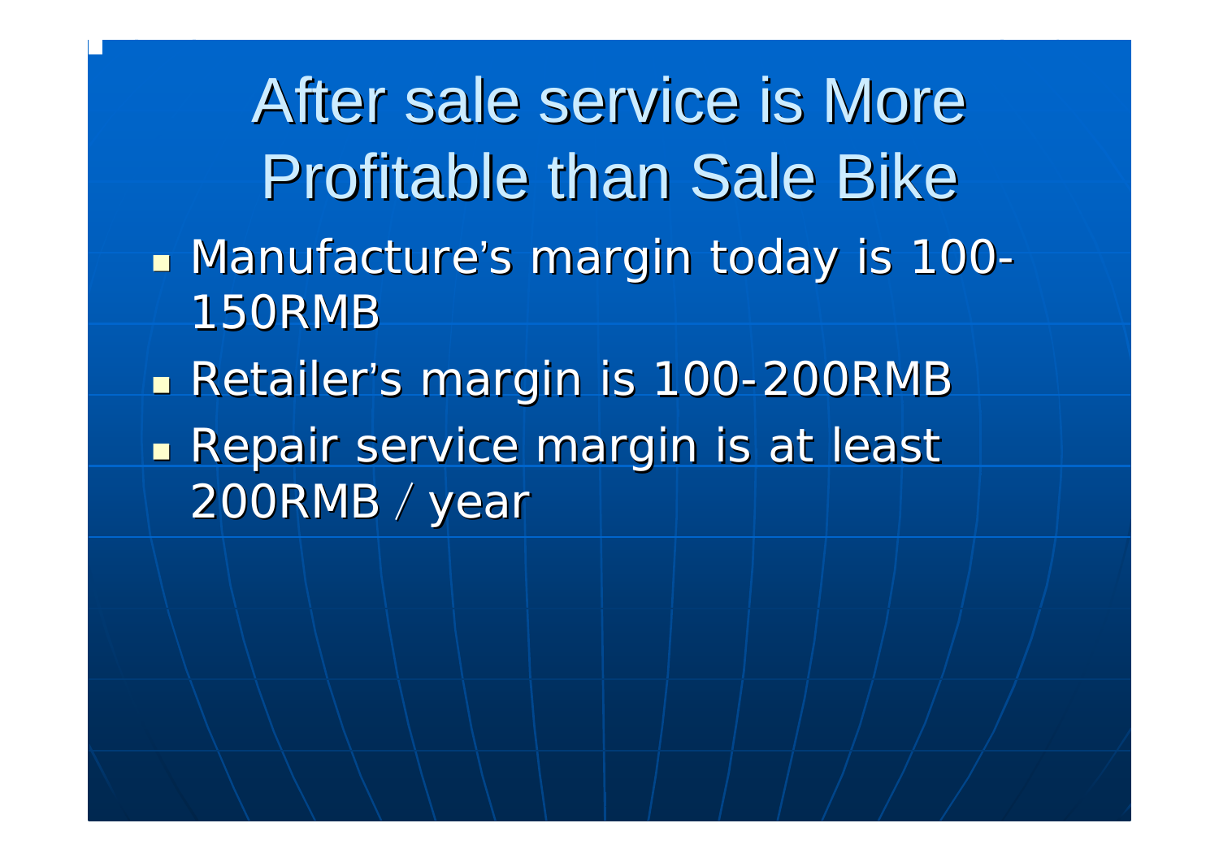# After sale service is More Profitable than Sale Bike

- Manufacture's margin today is 100-150RMB
- Retailer's margin is 100-200RMB
- Repair service margin is at least 200RMB / year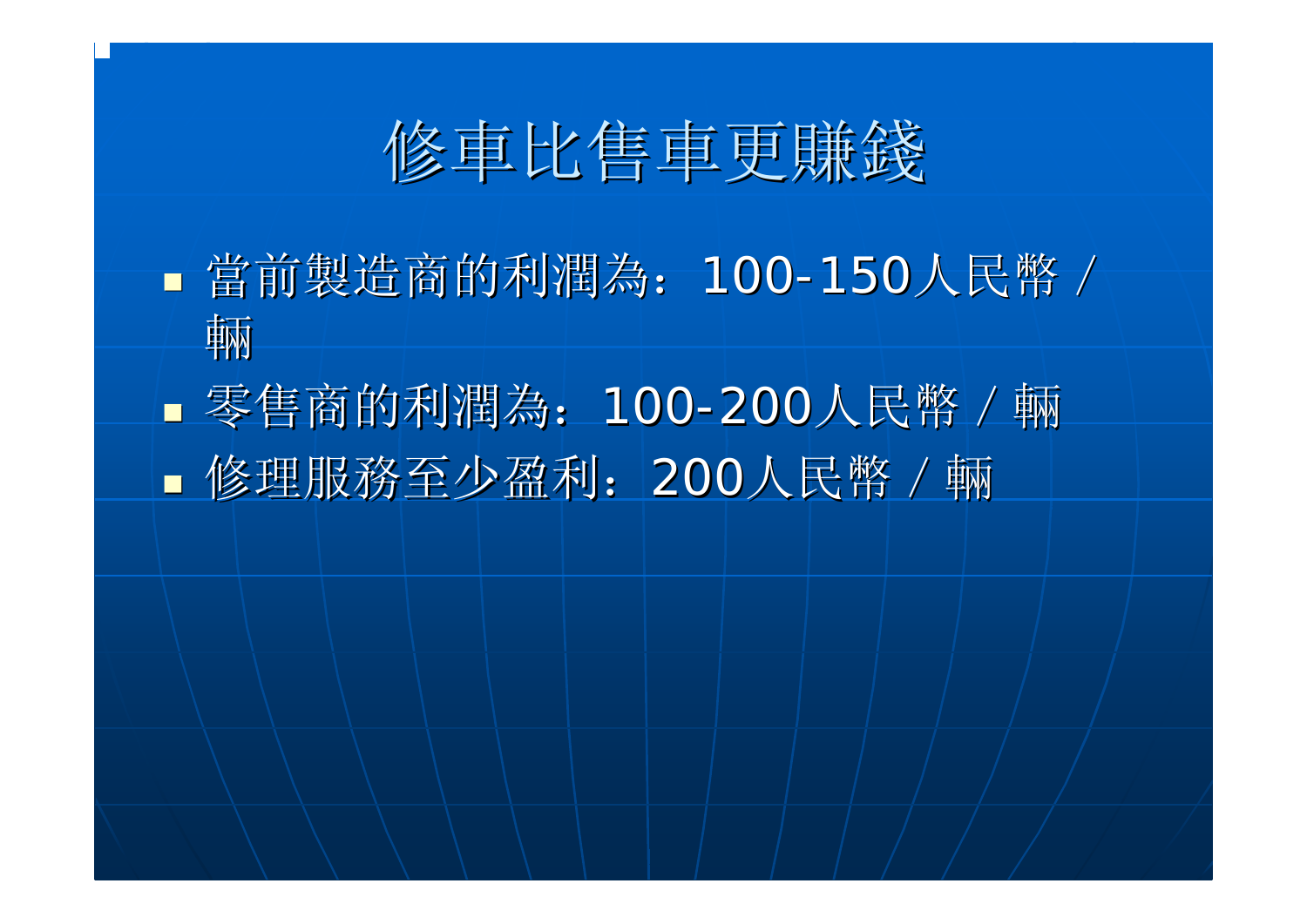# 修車比售車更賺錢

- 當前製造商的利潤為：100-150人民幣／輛
- 零售商的利潤為：100-200人民幣／輛
- 修理服務至少盈利：200人民幣／輛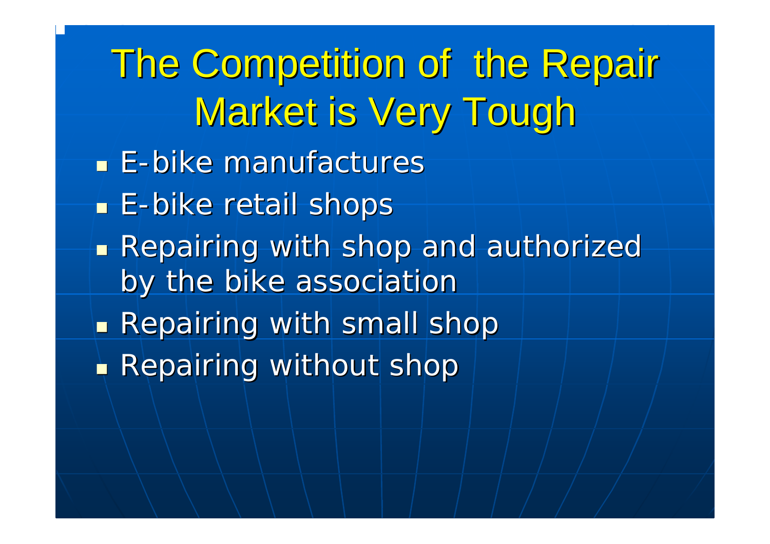# The Competition of the Repair Market is Very Tough

- E-bike manufactures
- E-bike retail shops
- Repairing with shop and authorized by the bike association
- Repairing with small shop
- Repairing without shop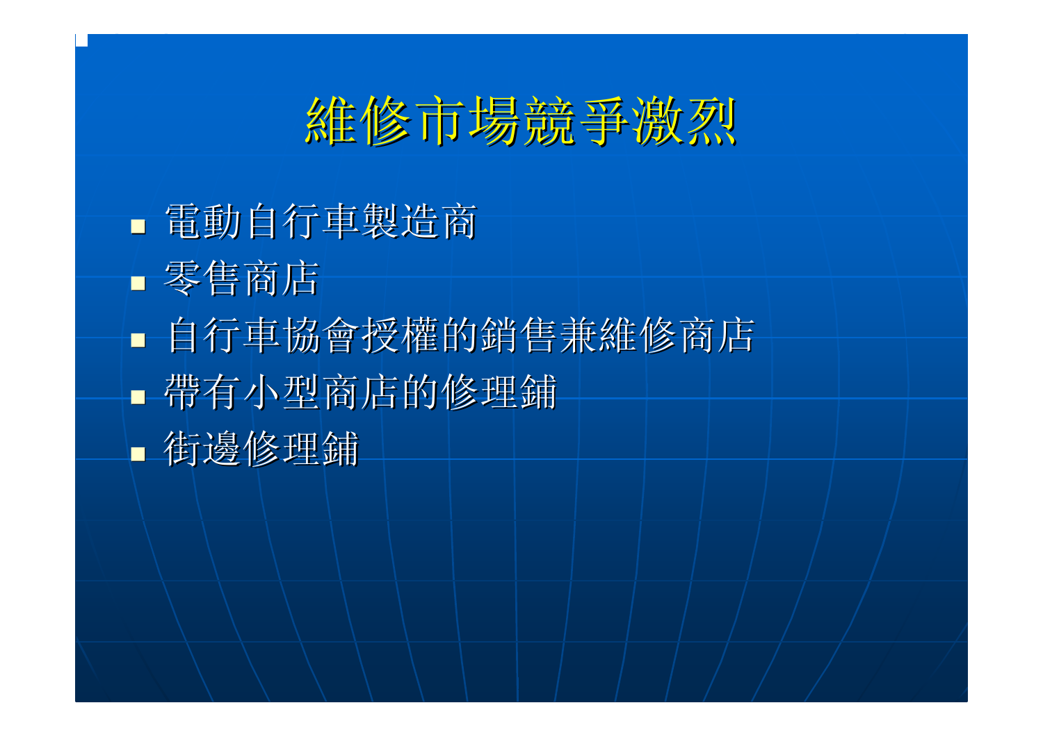# 維修市場競爭激烈

- 電動自行車製造商
- 零售商店
- 自行車協會授權的銷售兼維修商店
- 帶有小型商店的修理鋪
- 街邊修理鋪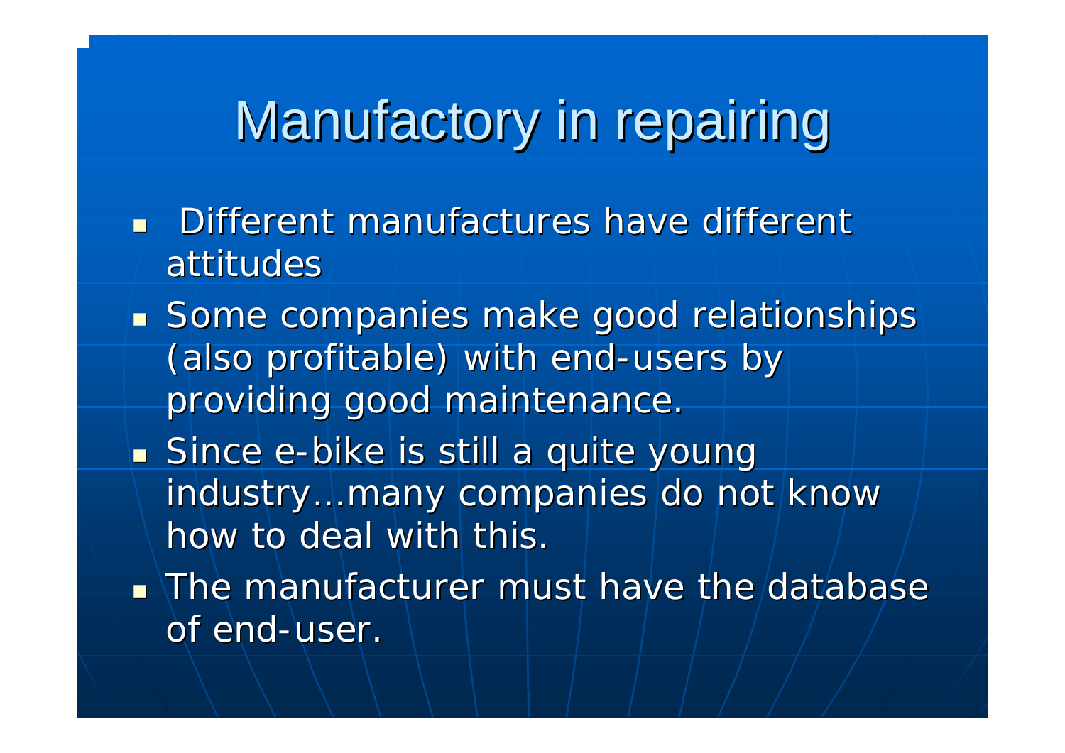# Manufactory in repairing

- Different manufactures have different attitudes
- Some companies make good relationships (also profitable) with end-users by providing good maintenance.
- Since e-bike is still a quite young industry…many companies do not know how to deal with this.
- The manufacturer must have the database of end-user.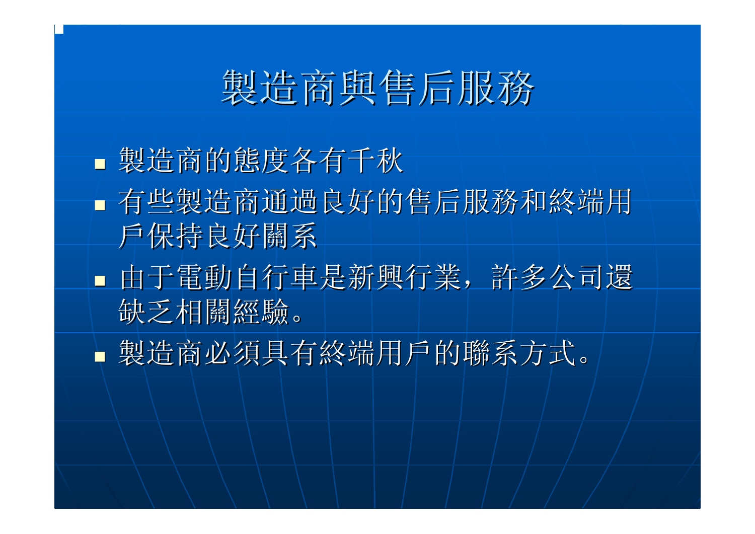# 製造商與售后服務

- 製造商的態度各有千秋
- 有些製造商通過良好的售后服務和終端用戶保持良好關系
- 由于電動自行車是新興行業，許多公司還缺乏相關經驗。
- 製造商必須具有終端用戶的聯系方式。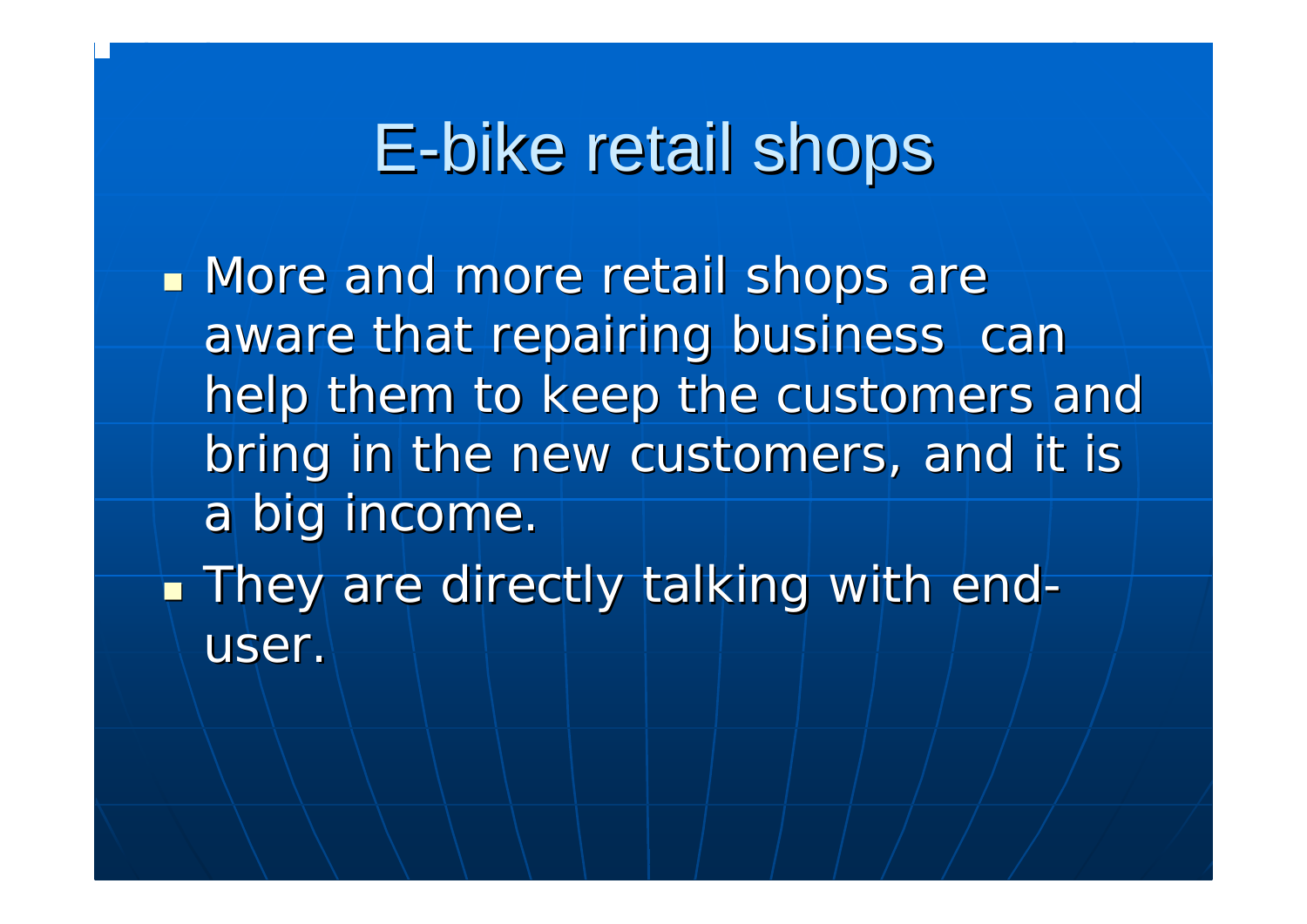# E-bike retail shops

- More and more retail shops are aware that repairing business  can help them to keep the customers and bring in the new customers, and it is a big income.
- They are directly talking with end-user.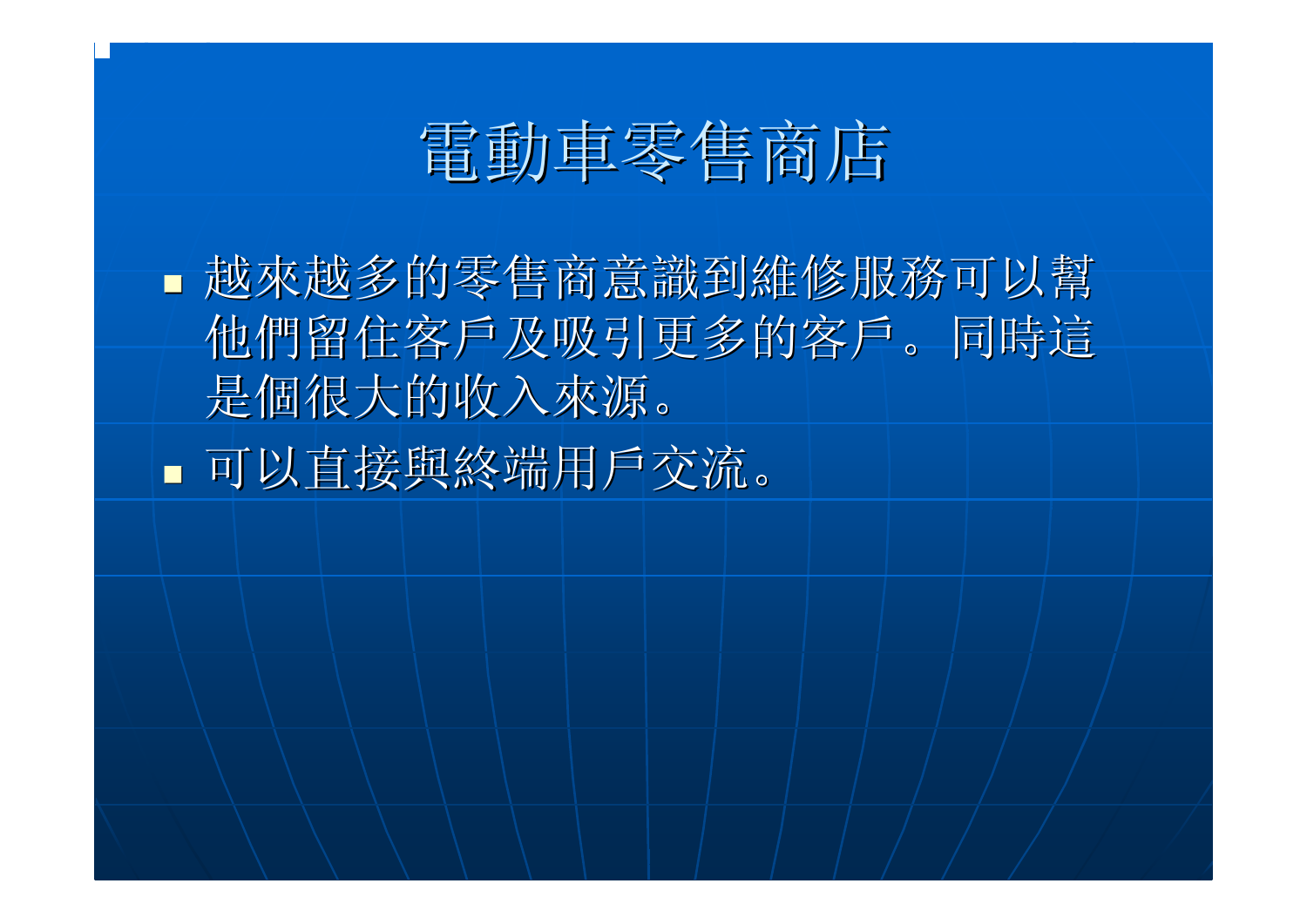# 電動車零售商店

- 越來越多的零售商意識到維修服務可以幫他們留住客戶及吸引更多的客戶。同時這是個很大的收入來源。
- 可以直接與終端用戶交流。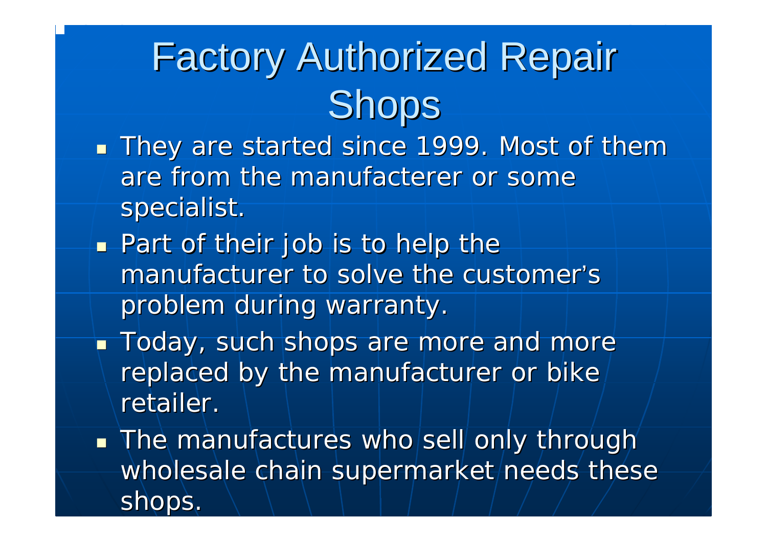# Factory Authorized Repair Shops

- They are started since 1999. Most of them are from the manufacterer or some specialist.
- Part of their job is to help the manufacturer to solve the customer's problem during warranty.
- Today, such shops are more and more replaced by the manufacturer or bike retailer.
- The manufactures who sell only through wholesale chain supermarket needs these shops.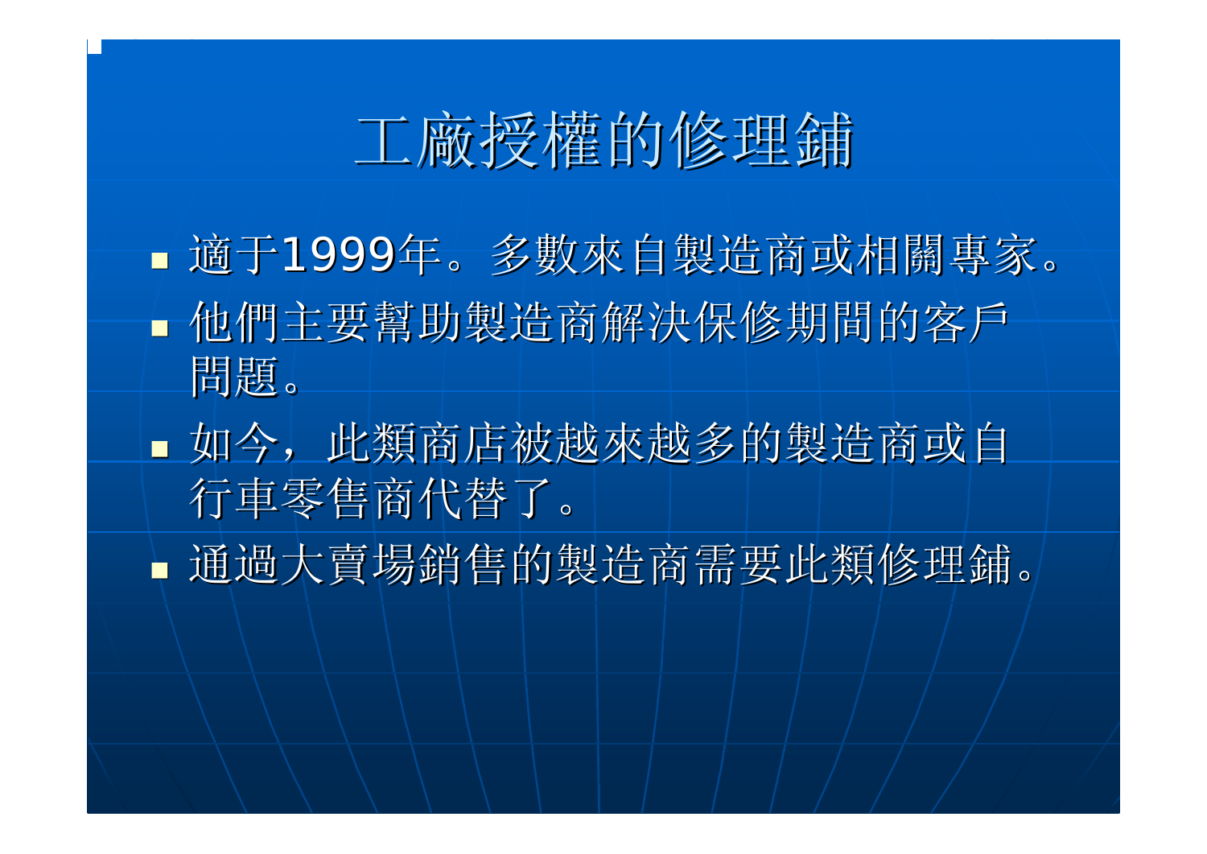# 工廠授權的修理鋪

- 適于1999年。多數來自製造商或相關專家。
- 他們主要幫助製造商解決保修期間的客戶問題。
- 如今，此類商店被越來越多的製造商或自行車零售商代替了。
- 通過大賣場銷售的製造商需要此類修理鋪。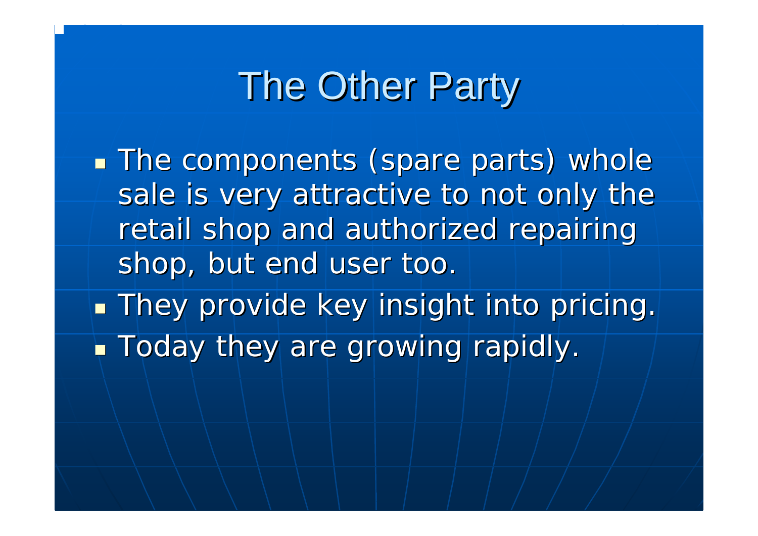# The Other Party

- The components (spare parts) whole sale is very attractive to not only the retail shop and authorized repairing shop, but end user too.
- They provide key insight into pricing.
- Today they are growing rapidly.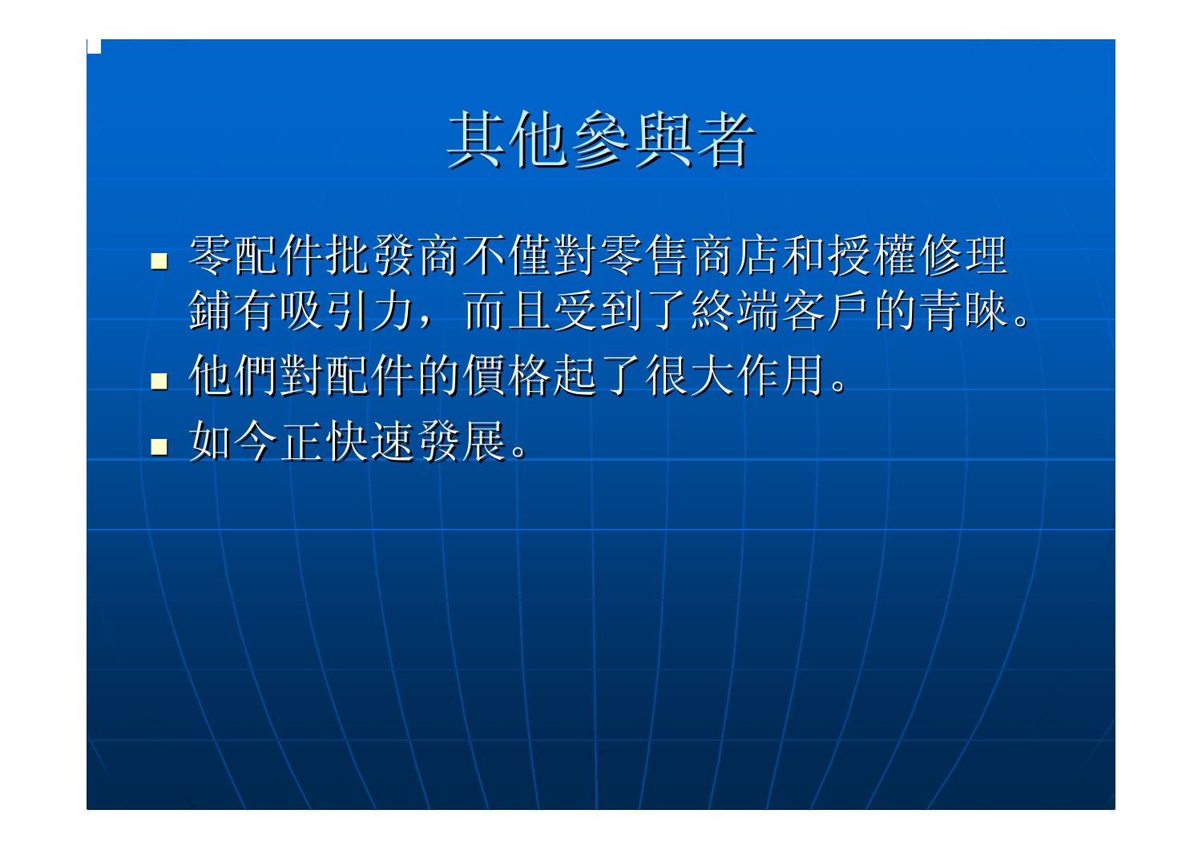# 其他參與者

- 零配件批發商不僅對零售商店和授權修理鋪有吸引力，而且受到了終端客戶的青睞。
- 他們對配件的價格起了很大作用。
- 如今正快速發展。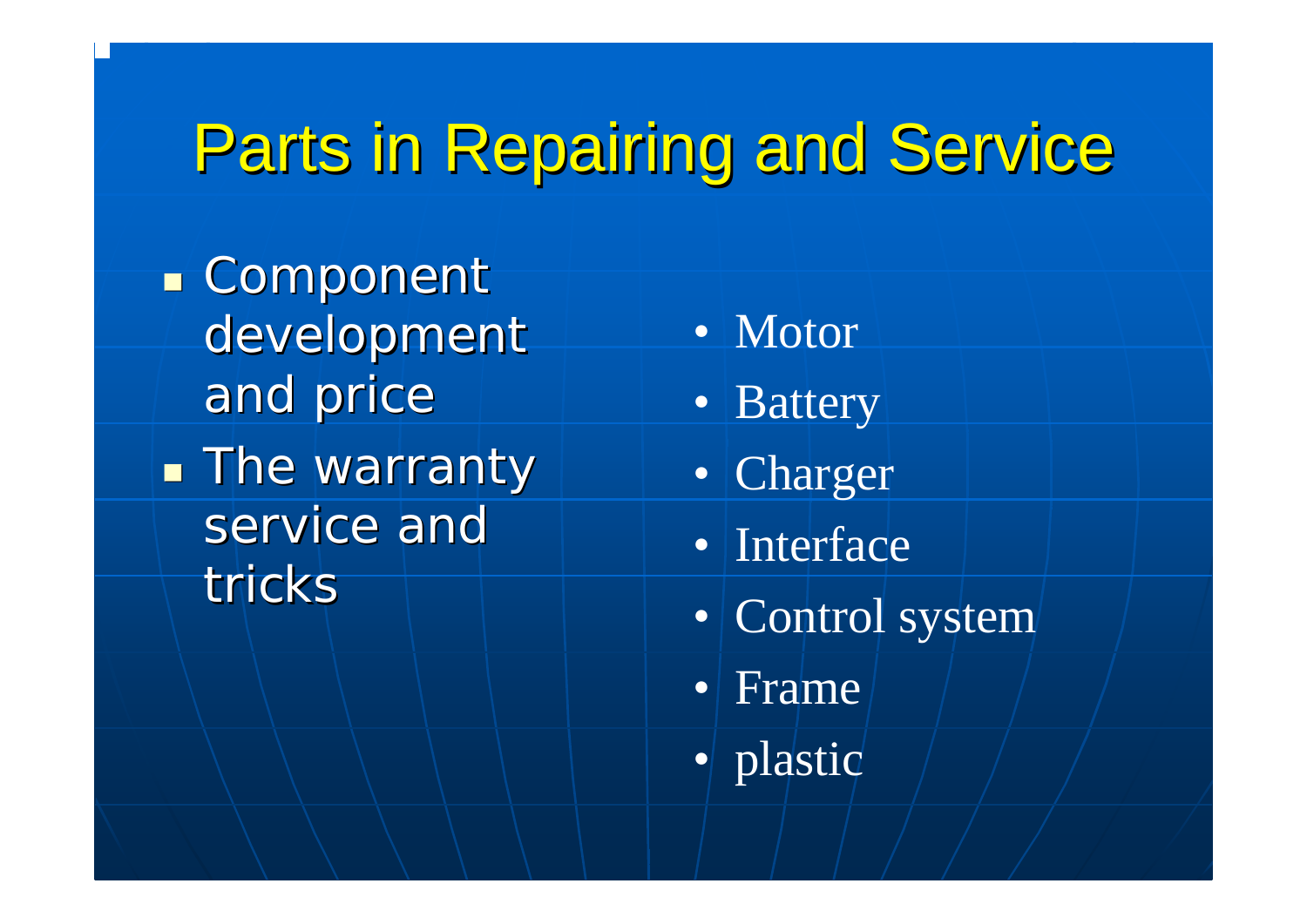# Parts in Repairing and Service

- Component development and price
- The warranty service and tricks

- Motor
- Battery
- Charger
- Interface
- Control system
- Frame
- plastic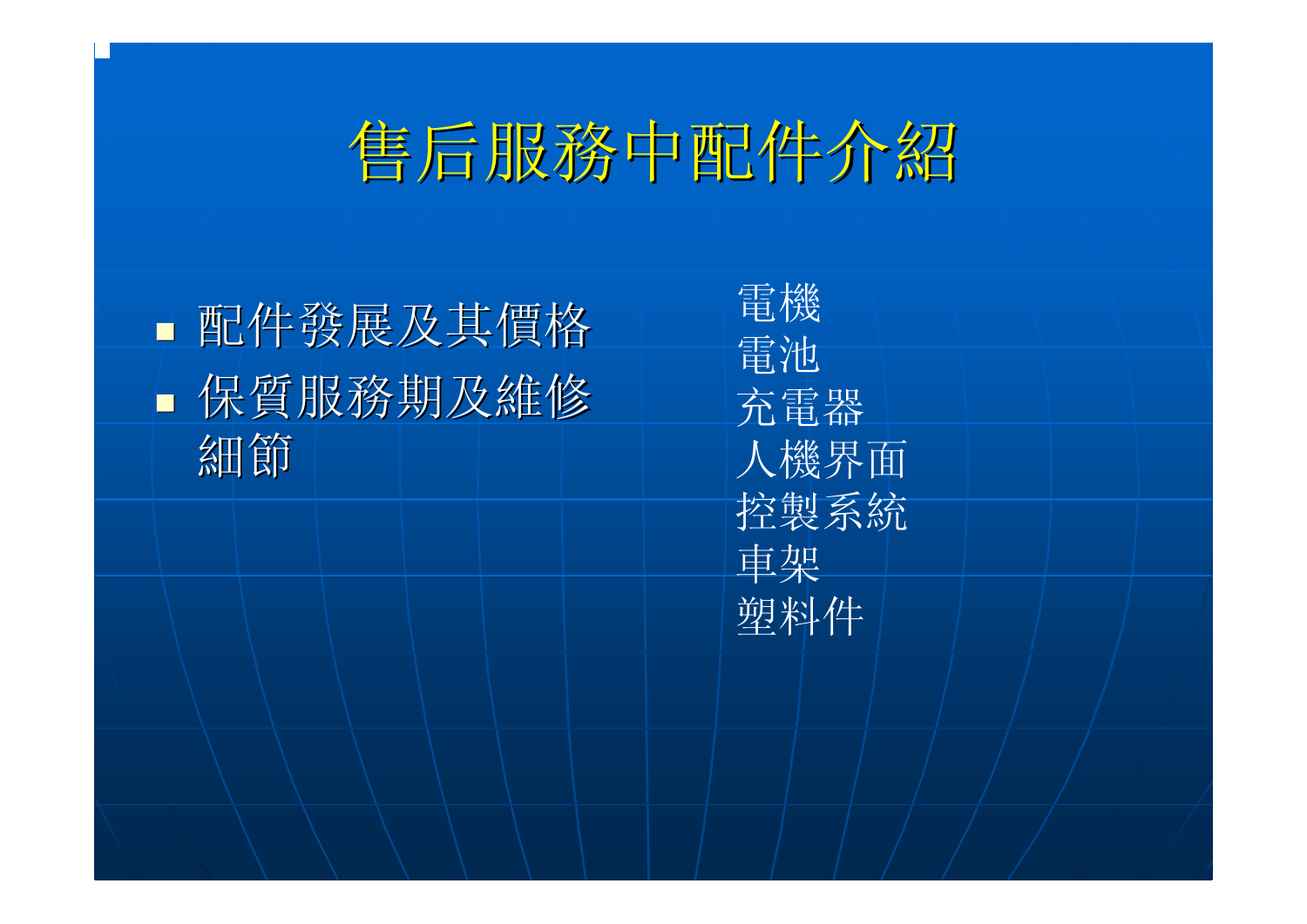# 售后服務中配件介紹

- 配件發展及其價格
- 保質服務期及維修細節

電機
電池
充電器
人機界面
控製系統
車架
塑料件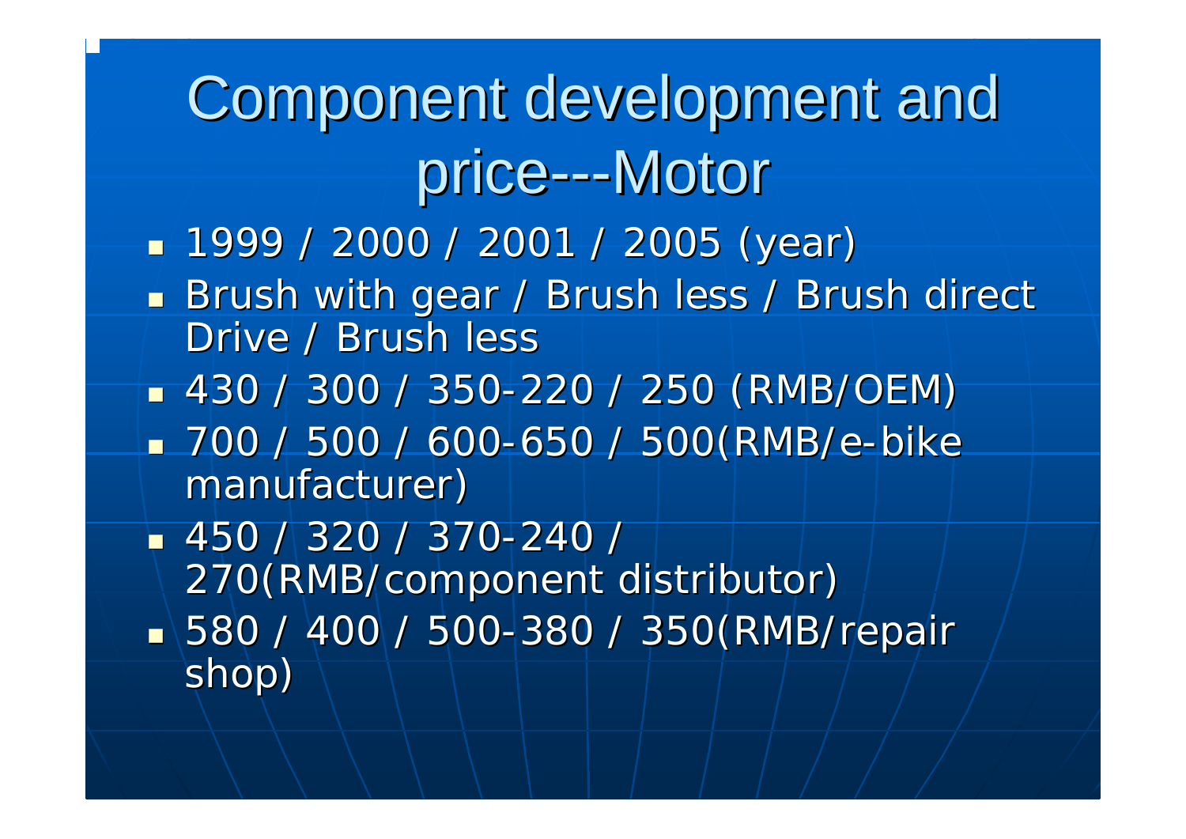# Component development and price---Motor

- 1999 / 2000 / 2001 / 2005 (year)
- Brush with gear / Brush less / Brush direct Drive / Brush less
- 430 / 300 / 350-220 / 250 (RMB/OEM)
- 700 / 500 / 600-650 / 500(RMB/e-bike manufacturer)
- 450 / 320 / 370-240 / 270(RMB/component distributor)
- 580 / 400 / 500-380 / 350(RMB/repair shop)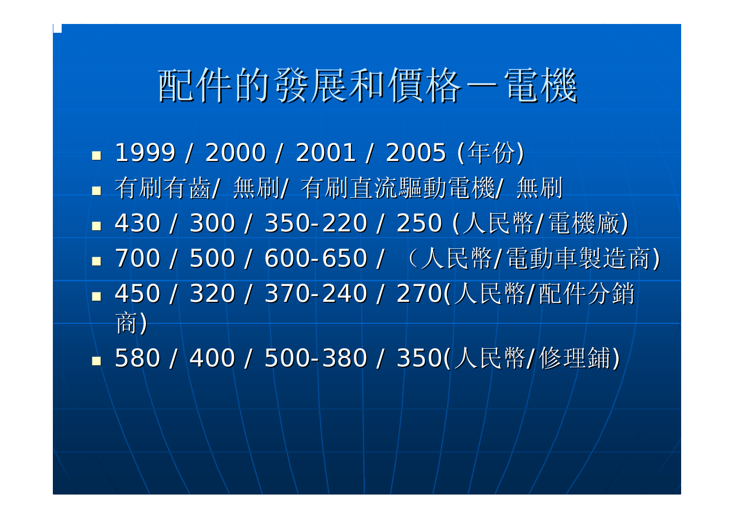# 配件的發展和價格－電機

- 1999 / 2000 / 2001 / 2005 (年份)
- 有刷有齒/ 無刷/ 有刷直流驅動電機/ 無刷
- 430 / 300 / 350-220 / 250 (人民幣/電機廠)
- 700 / 500 / 600-650 / （人民幣/電動車製造商)
- 450 / 320 / 370-240 / 270(人民幣/配件分銷商)
- 580 / 400 / 500-380 / 350(人民幣/修理鋪)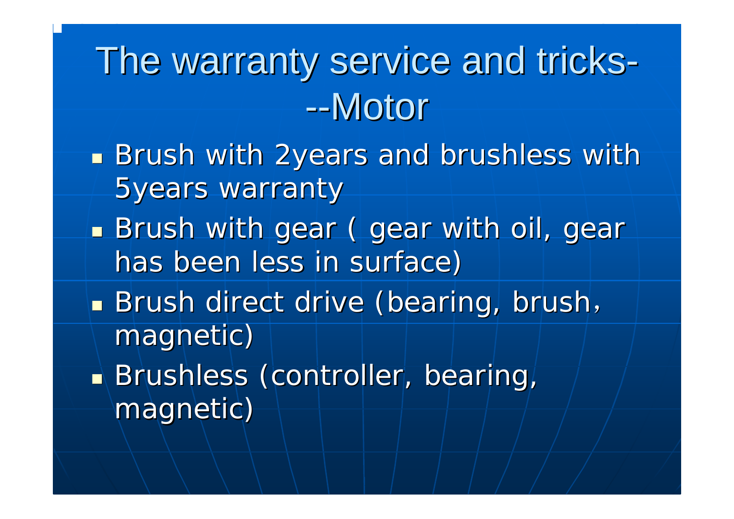# The warranty service and tricks---Motor

- Brush with 2years and brushless with 5years warranty
- Brush with gear ( gear with oil, gear has been less in surface)
- Brush direct drive (bearing, brush, magnetic)
- Brushless (controller, bearing, magnetic)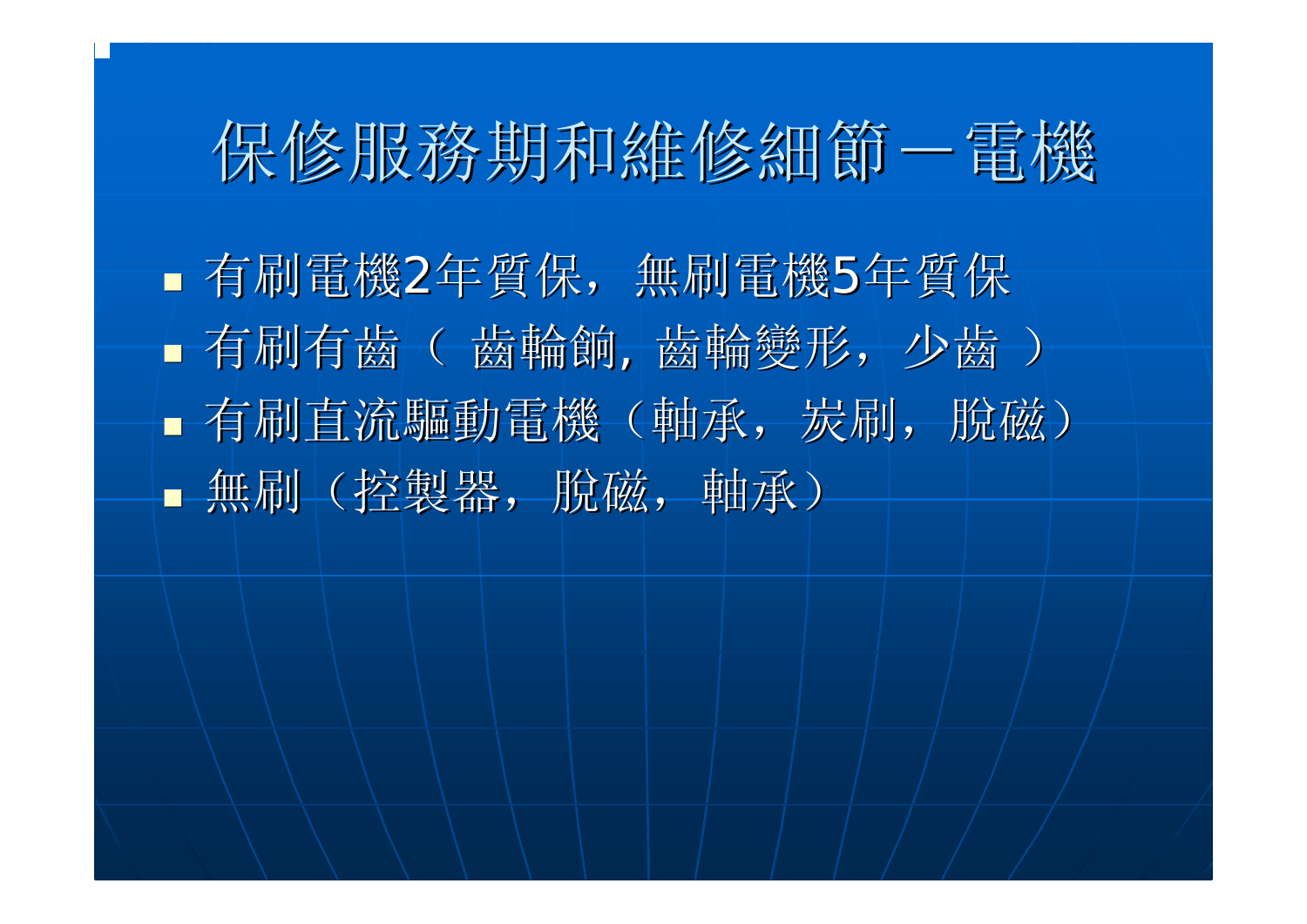# 保修服務期和維修細節－電機

- 有刷電機2年質保，無刷電機5年質保
- 有刷有齒（ 齒輪餉, 齒輪變形，少齒 ）
- 有刷直流驅動電機（軸承，炭刷，脫磁）
- 無刷（控製器，脫磁，軸承）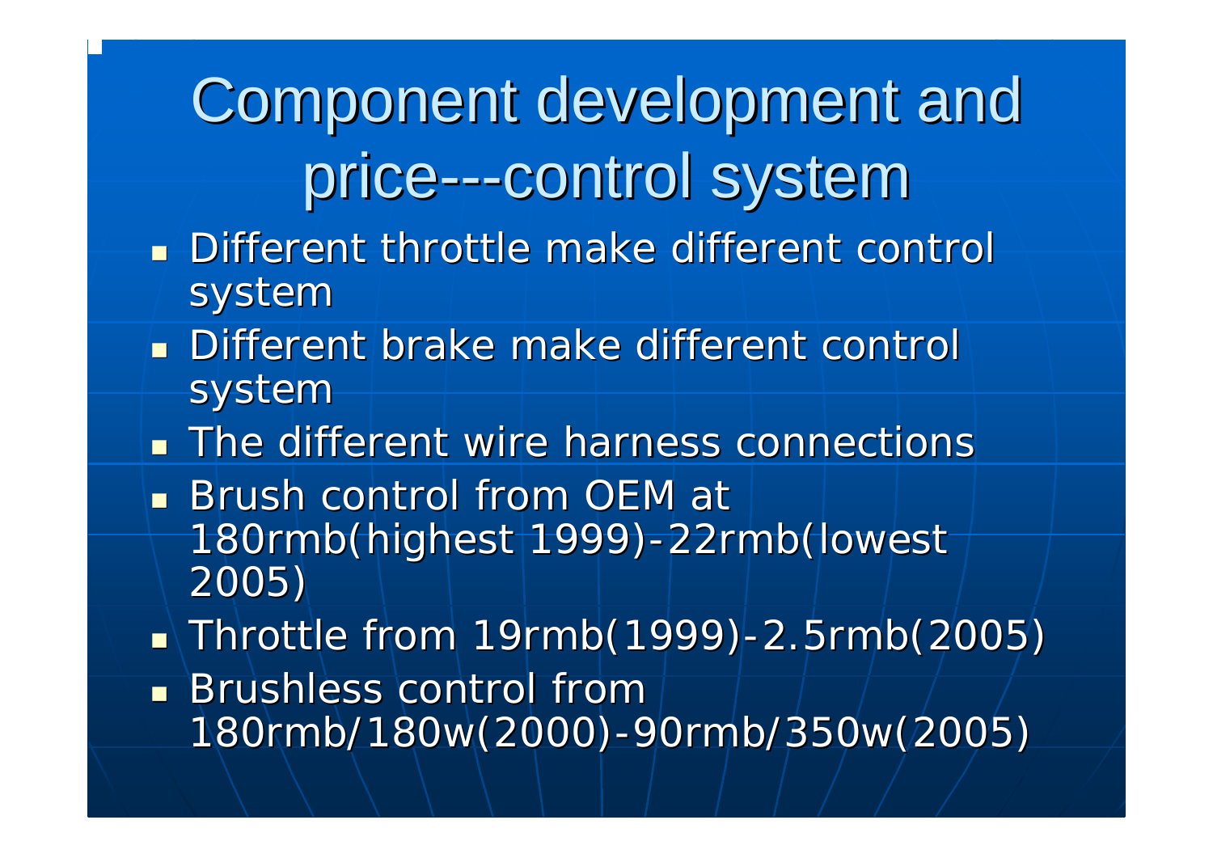# Component development and price---control system

- Different throttle make different control system
- Different brake make different control system
- The different wire harness connections
- Brush control from OEM at 180rmb(highest 1999)-22rmb(lowest 2005)
- Throttle from 19rmb(1999)-2.5rmb(2005)
- Brushless control from 180rmb/180w(2000)-90rmb/350w(2005)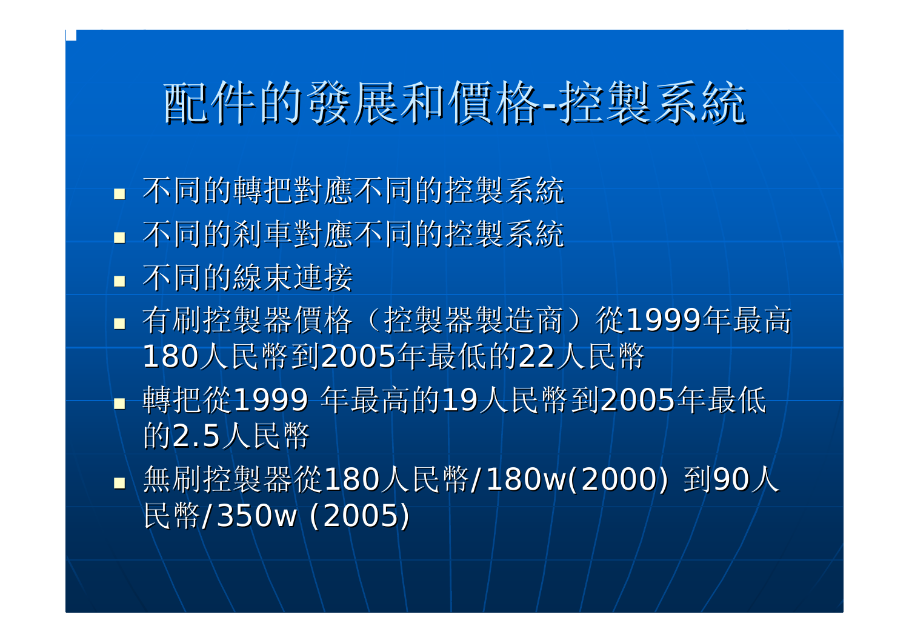# 配件的發展和價格-控製系統

- 不同的轉把對應不同的控製系統
- 不同的剎車對應不同的控製系統
- 不同的線束連接
- 有刷控製器價格（控製器製造商）從1999年最高180人民幣到2005年最低的22人民幣
- 轉把從1999 年最高的19人民幣到2005年最低的2.5人民幣
- 無刷控製器從180人民幣/180w(2000) 到90人民幣/350w (2005)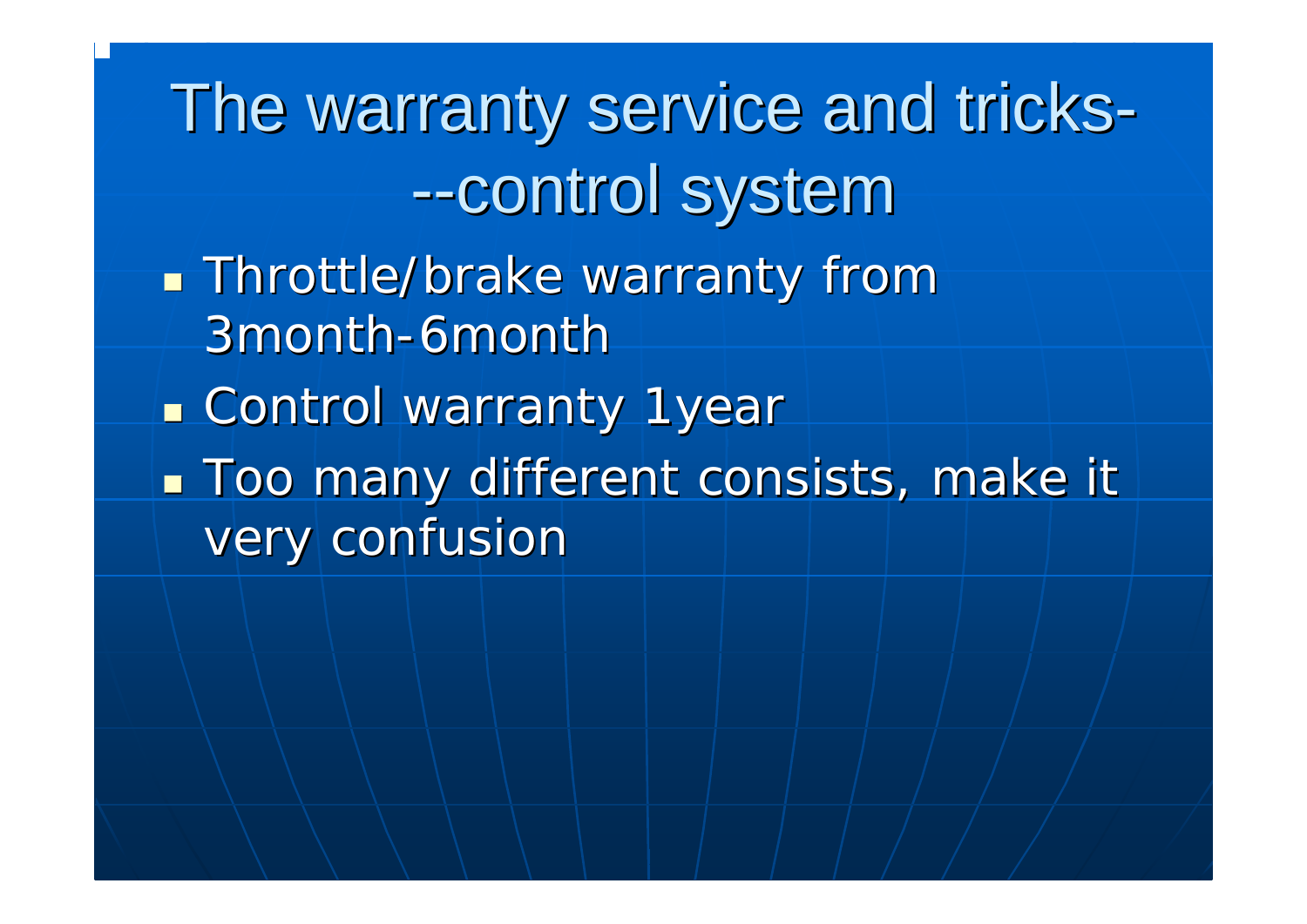# The warranty service and tricks---control system

- Throttle/brake warranty from 3month-6month
- Control warranty 1year
- Too many different consists, make it very confusion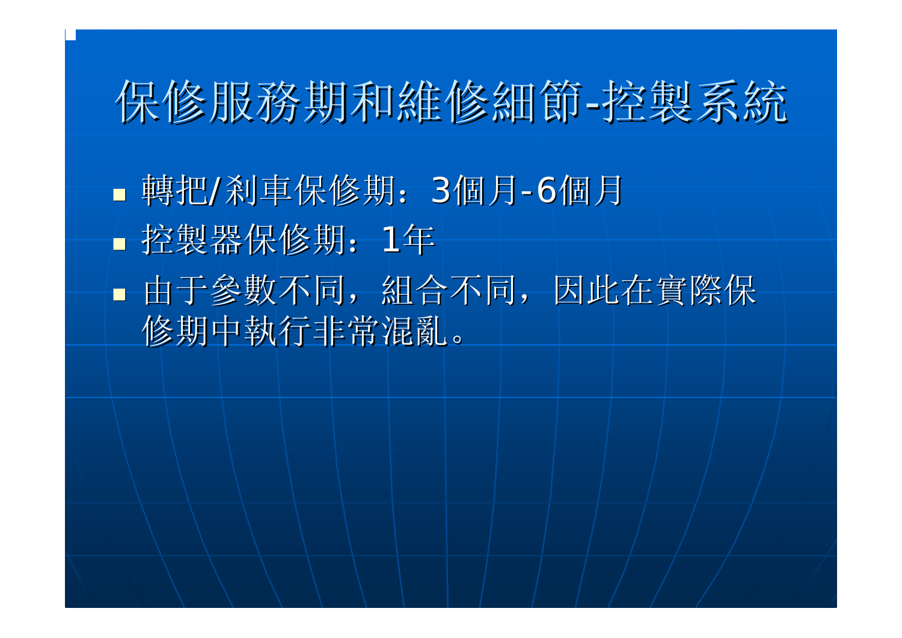# 保修服務期和維修細節-控制系統

- 轉把/剎車保修期：3個月-6個月
- 控製器保修期：1年
- 由于參數不同，組合不同，因此在實際保修期中執行非常混亂。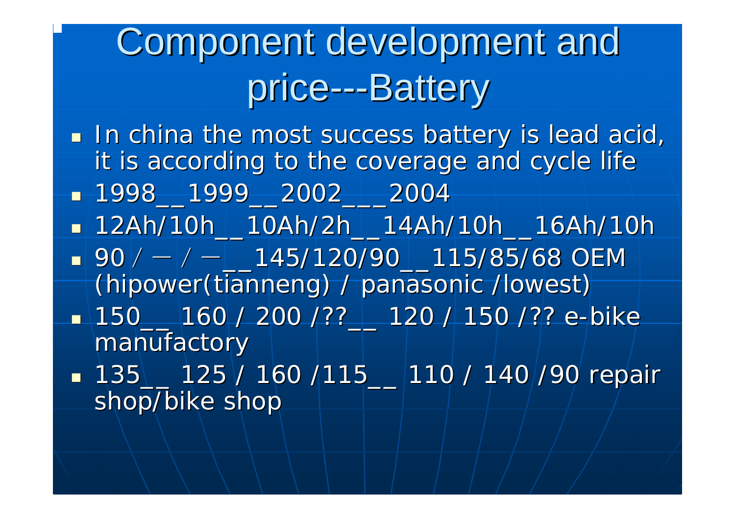# Component development and price---Battery

- In china the most success battery is lead acid, it is according to the coverage and cycle life
- 1998__1999__2002___2004
- 12Ah/10h__10Ah/2h__14Ah/10h__16Ah/10h
- 90 / — / —__145/120/90__115/85/68 OEM (hipower(tianneng) / panasonic /lowest)
- 150__ 160 / 200 /??__ 120 / 150 /?? e-bike manufactory
- 135__ 125 / 160 /115__ 110 / 140 /90 repair shop/bike shop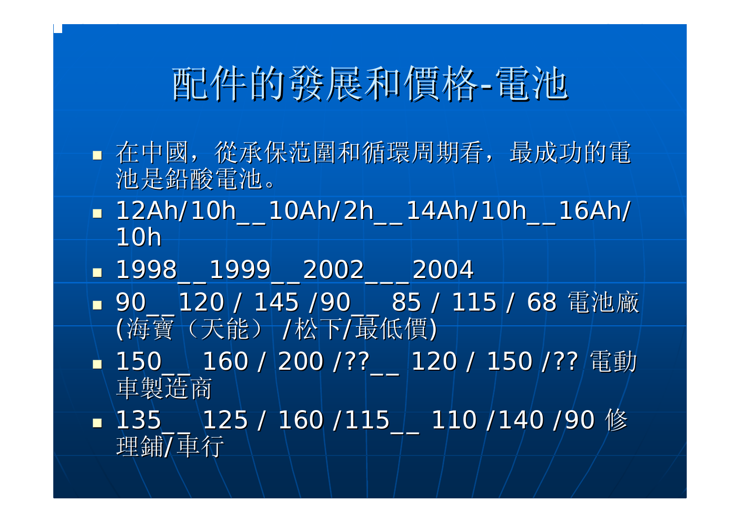# 配件的發展和價格-電池

- 在中國，從承保范圍和循環周期看，最成功的電池是鉛酸電池。
- 12Ah/10h__10Ah/2h__14Ah/10h__16Ah/10h
- 1998__1999__2002___2004
- 90__120 / 145 /90__ 85 / 115 / 68 電池廠 (海寶（天能）/松下/最低價)
- 150__ 160 / 200 /??__ 120 / 150 /?? 電動車製造商
- 135__ 125 / 160 /115__ 110 /140 /90 修理鋪/車行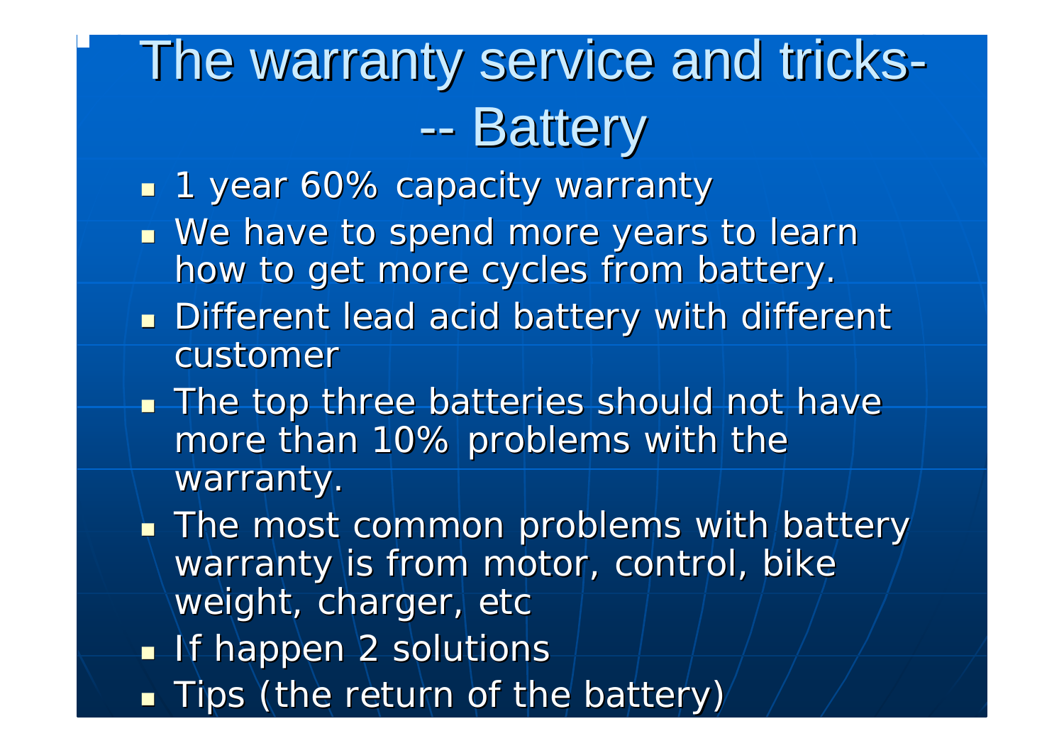# The warranty service and tricks--- Battery

- 1 year 60% capacity warranty
- We have to spend more years to learn how to get more cycles from battery.
- Different lead acid battery with different customer
- The top three batteries should not have more than 10% problems with the warranty.
- The most common problems with battery warranty is from motor, control, bike weight, charger, etc
- If happen 2 solutions
- Tips (the return of the battery)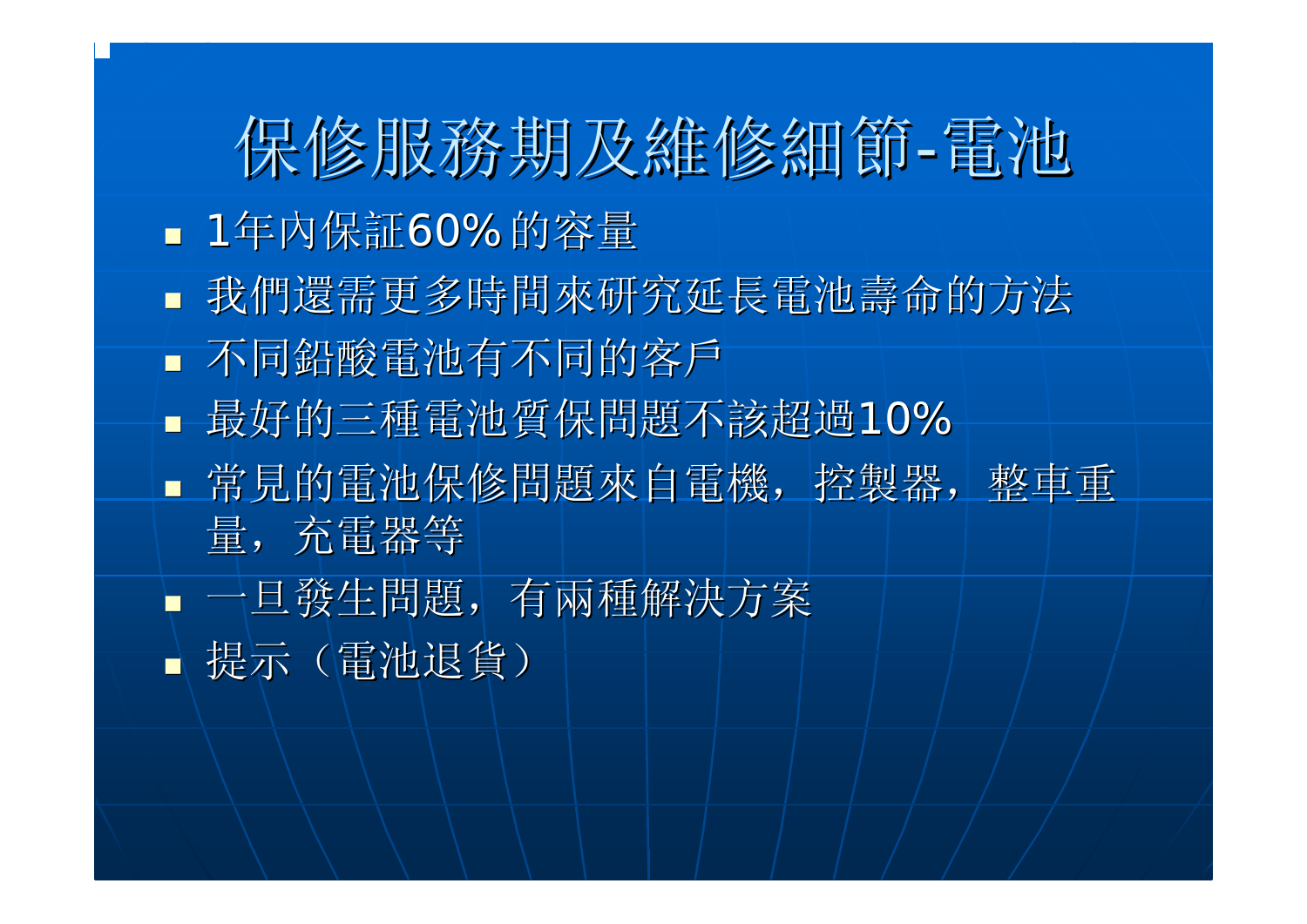# 保修服務期及維修細節-電池

- 1年內保証60%的容量
- 我們還需更多時間來研究延長電池壽命的方法
- 不同鉛酸電池有不同的客戶
- 最好的三種電池質保問題不該超過10%
- 常見的電池保修問題來自電機，控製器，整車重量，充電器等
- 一旦發生問題，有兩種解決方案
- 提示（電池退貨）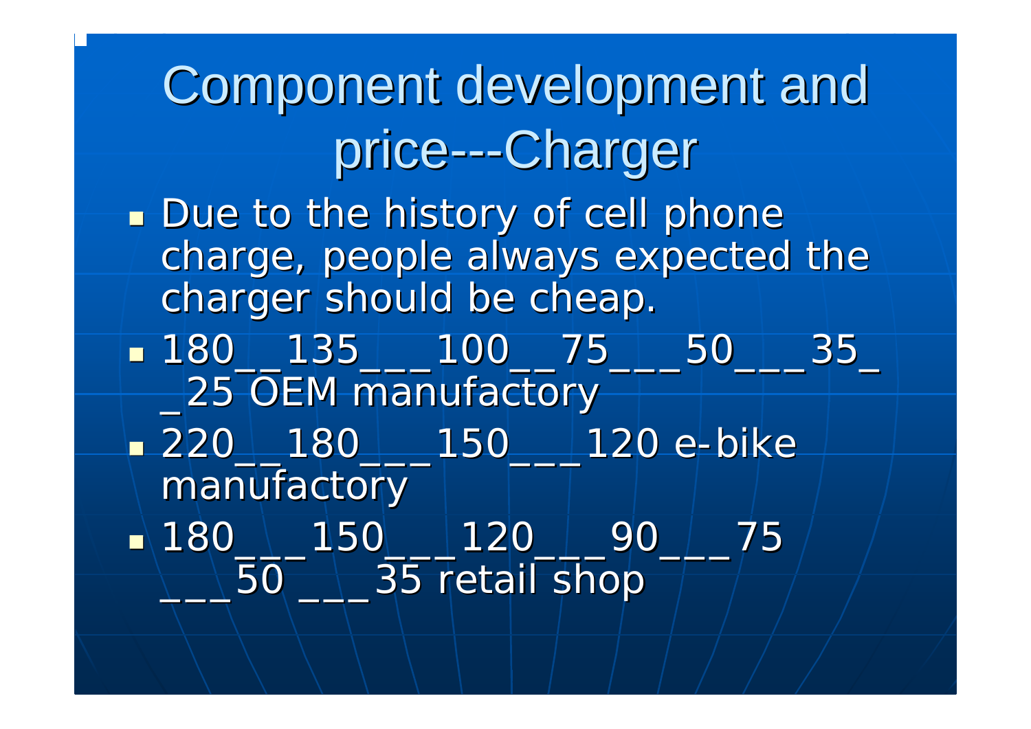# Component development and price---Charger

- Due to the history of cell phone charge, people always expected the charger should be cheap.
- 180__135___100__75___50___35__25 OEM manufactory
- 220__180___150___120 e-bike manufactory
- 180___150___120___90___75___50 ___35 retail shop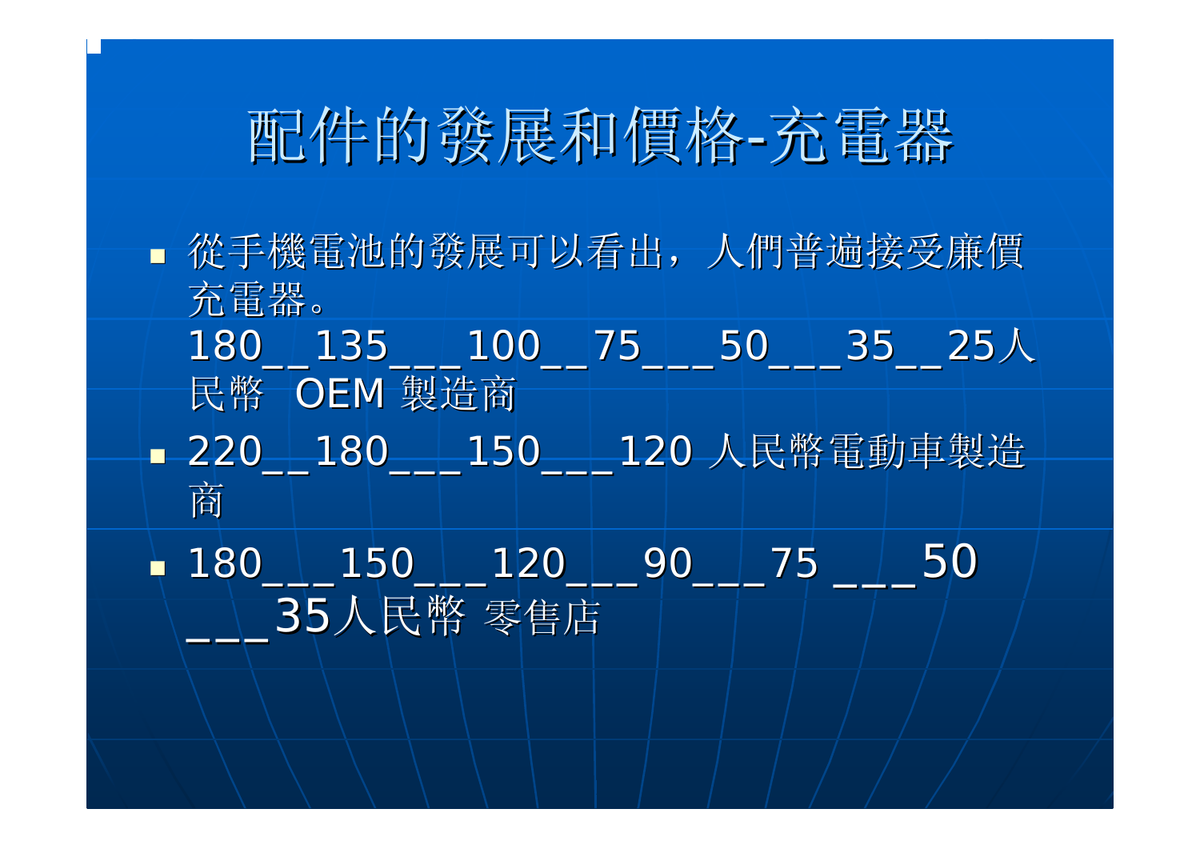# 配件的發展和價格-充電器

- 從手機電池的發展可以看出，人們普遍接受廉價充電器。
  180__135___100__75___50___35__25人民幣 OEM 製造商
- 220__180___150___120 人民幣電動車製造商
- 180___150___120___90___75 ___50 ___35人民幣 零售店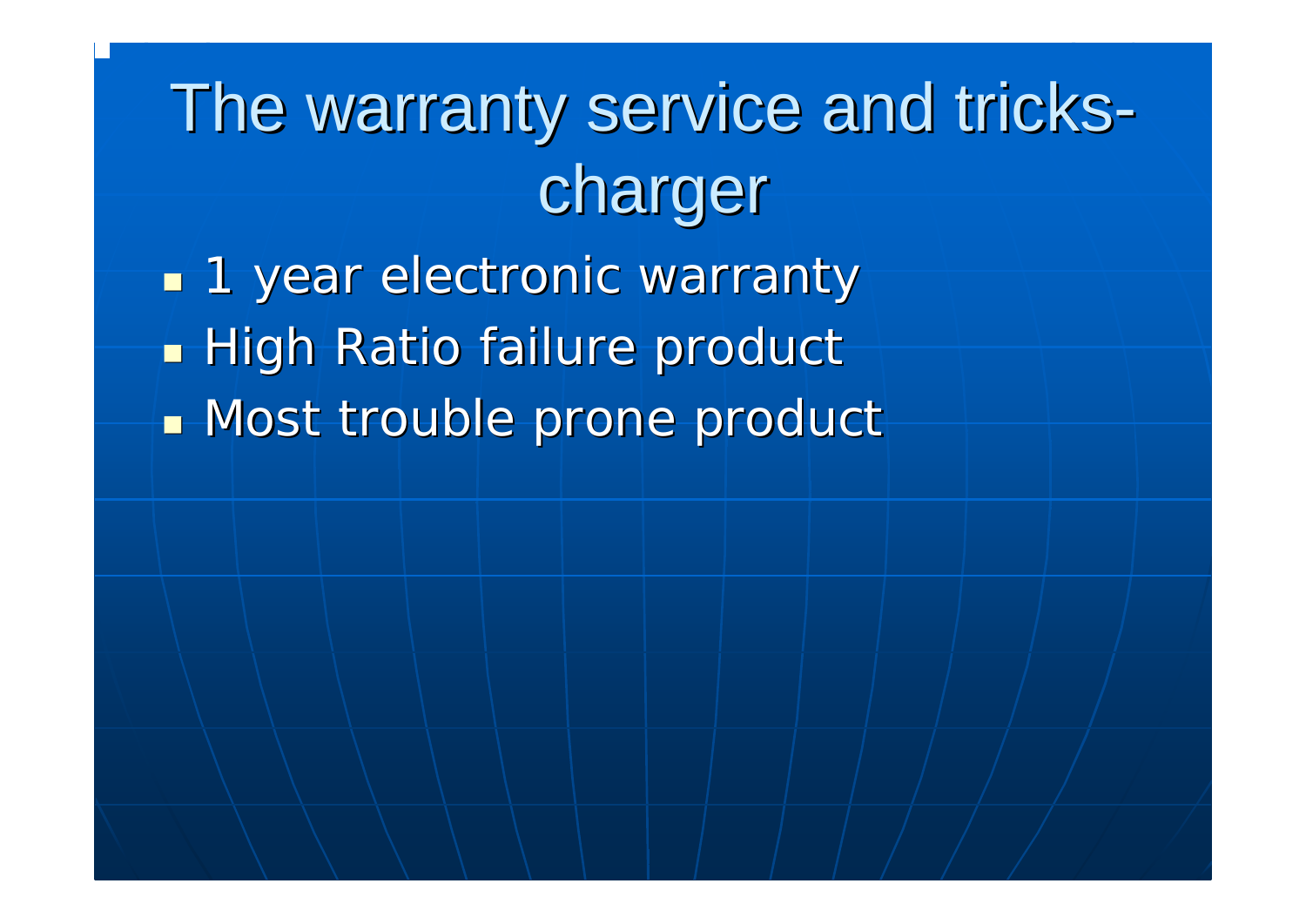# The warranty service and tricks-charger

- 1 year electronic warranty
- High Ratio failure product
- Most trouble prone product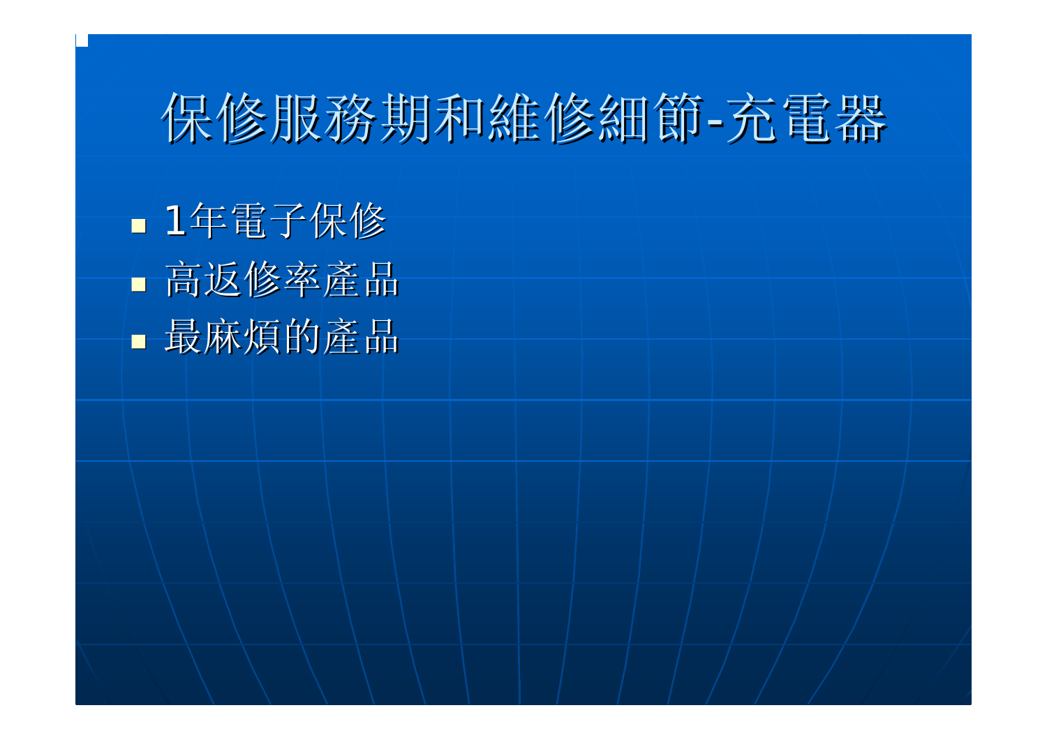# 保修服務期和維修細節-充電器

- 1年電子保修
- 高返修率產品
- 最麻煩的產品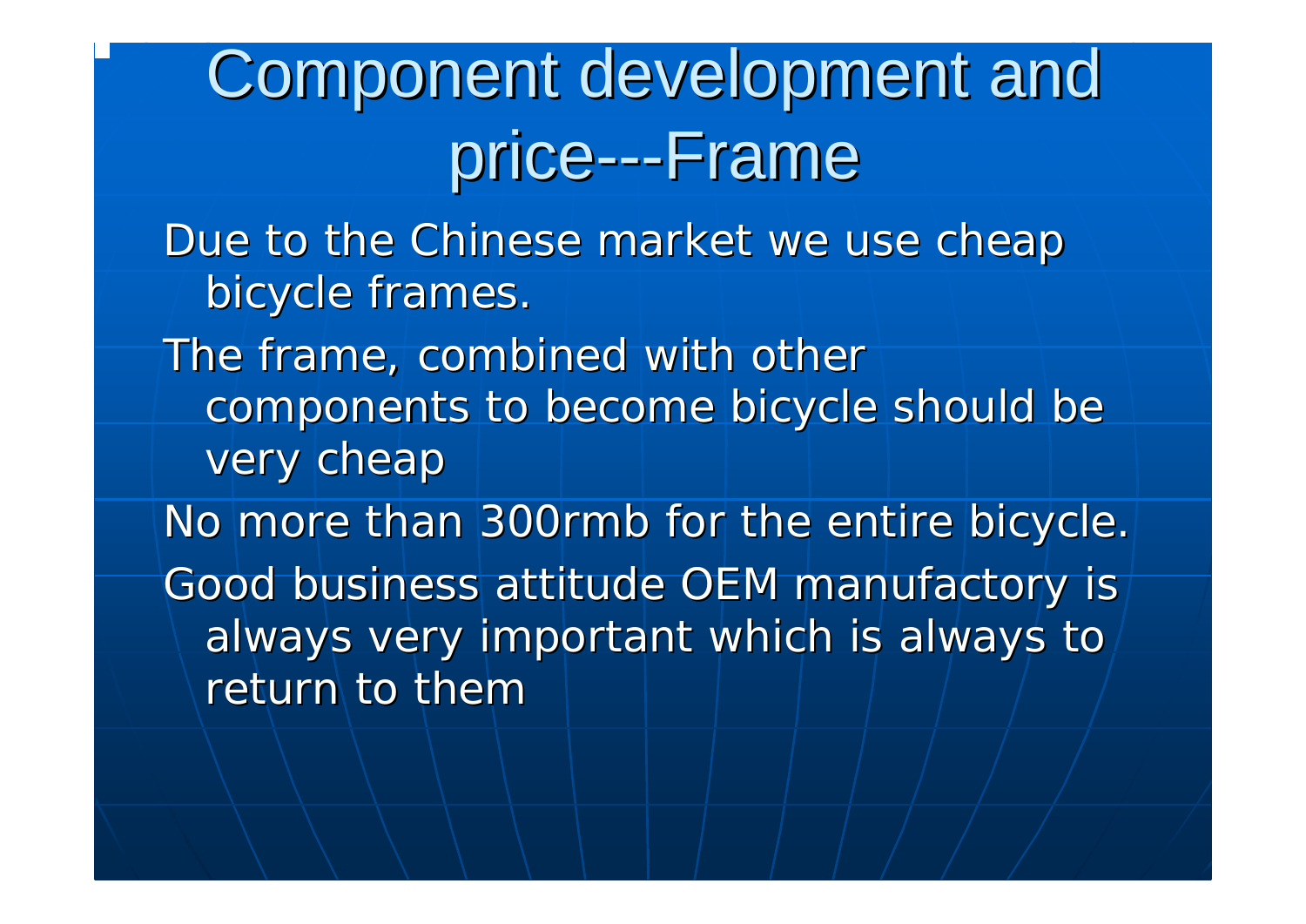# Component development and price---Frame

Due to the Chinese market we use cheap bicycle frames.

The frame, combined with other components to become bicycle should be very cheap

No more than 300rmb for the entire bicycle.

Good business attitude OEM manufactory is always very important which is always to return to them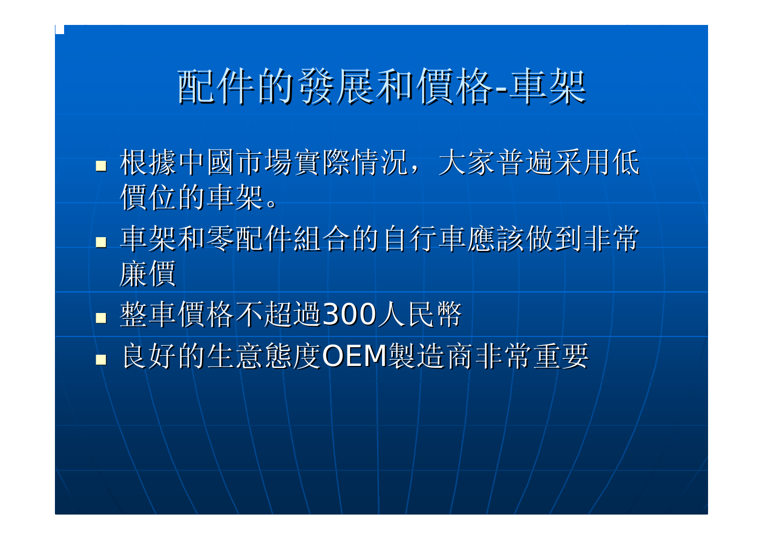# 配件的發展和價格-車架

- 根據中國市場實際情況，大家普遍采用低價位的車架。
- 車架和零配件組合的自行車應該做到非常廉價
- 整車價格不超過300人民幣
- 良好的生意態度OEM製造商非常重要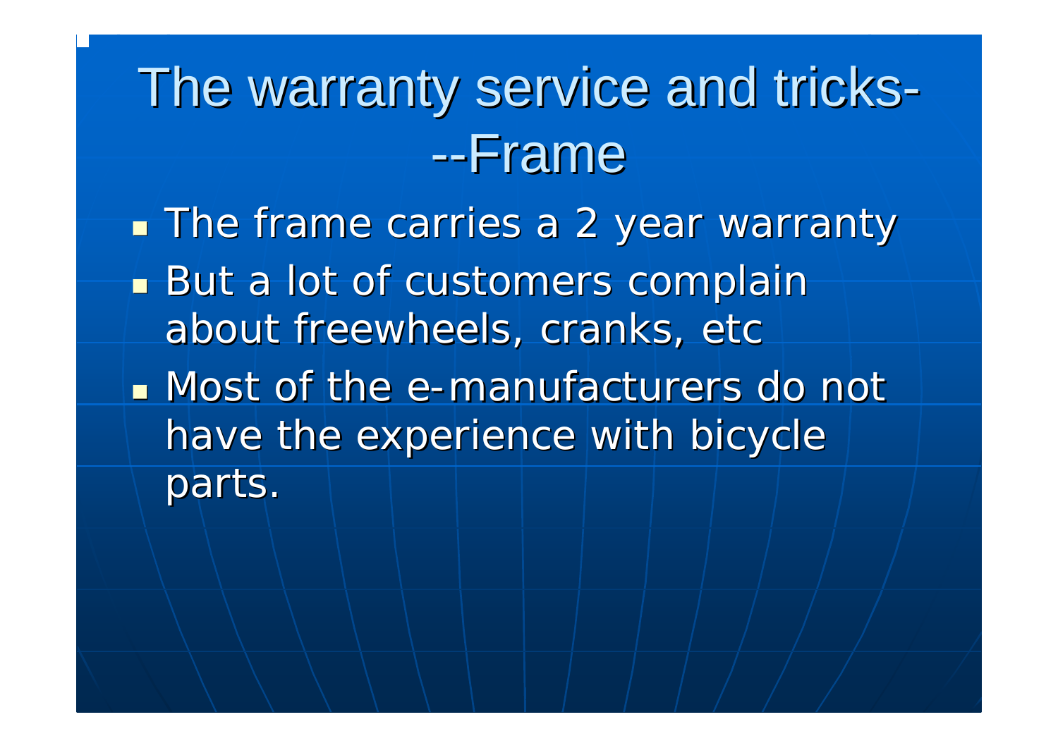# The warranty service and tricks---Frame

- The frame carries a 2 year warranty
- But a lot of customers complain about freewheels, cranks, etc
- Most of the e-manufacturers do not have the experience with bicycle parts.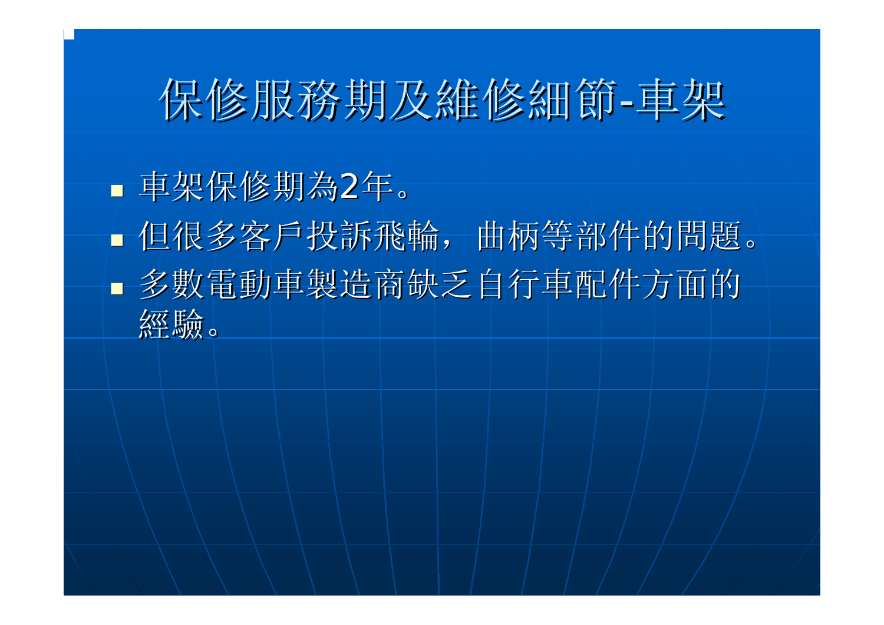# 保修服務期及維修細節-車架

- 車架保修期為2年。
- 但很多客戶投訴飛輪，曲柄等部件的問題。
- 多數電動車製造商缺乏自行車配件方面的經驗。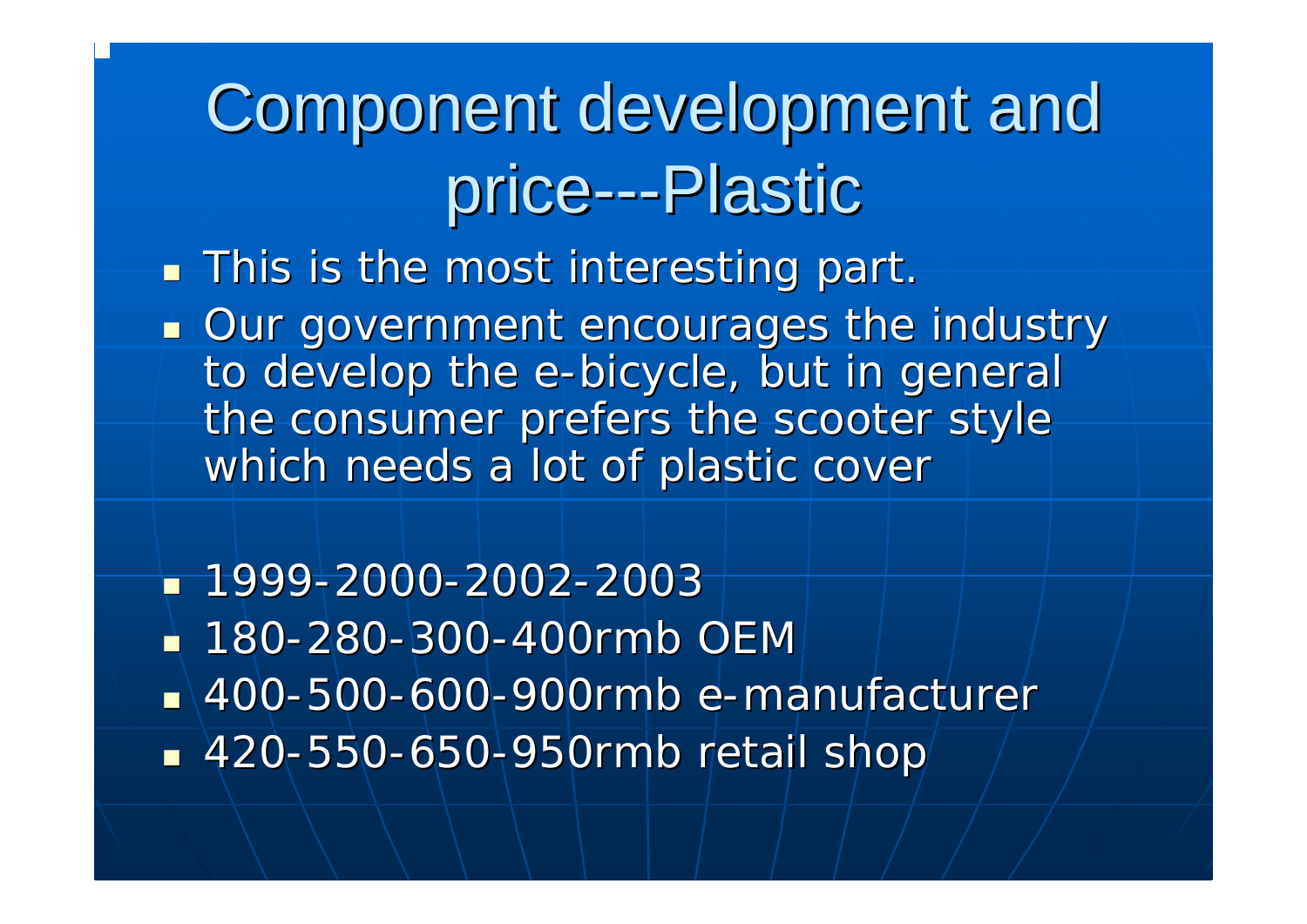# Component development and price---Plastic

- This is the most interesting part.
- Our government encourages the industry to develop the e-bicycle, but in general the consumer prefers the scooter style which needs a lot of plastic cover

- 1999-2000-2002-2003
- 180-280-300-400rmb OEM
- 400-500-600-900rmb e-manufacturer
- 420-550-650-950rmb retail shop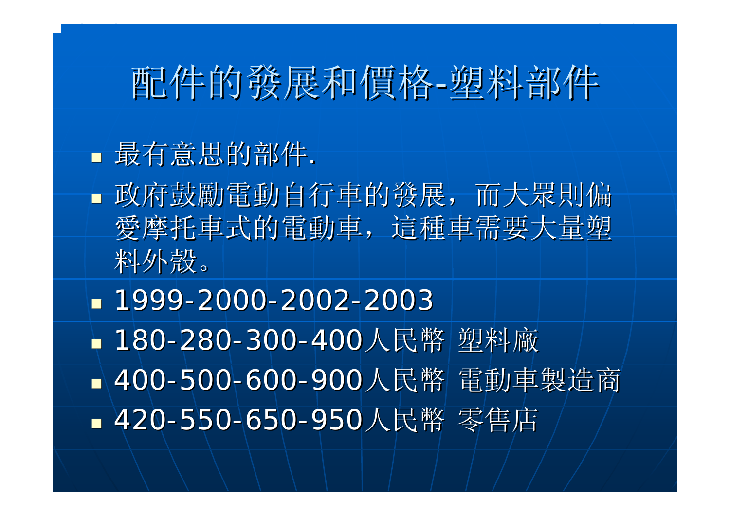# 配件的發展和價格-塑料部件

- 最有意思的部件.
- 政府鼓勵電動自行車的發展，而大眾則偏愛摩托車式的電動車，這種車需要大量塑料外殼。
- 1999-2000-2002-2003
- 180-280-300-400人民幣 塑料廠
- 400-500-600-900人民幣 電動車製造商
- 420-550-650-950人民幣 零售店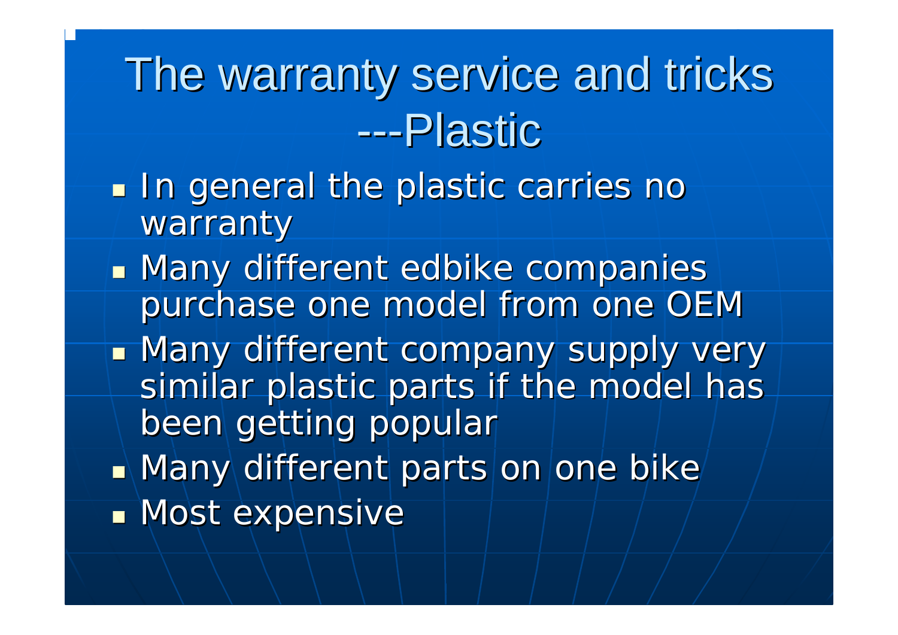# The warranty service and tricks ---Plastic

- In general the plastic carries no warranty
- Many different edbike companies purchase one model from one OEM
- Many different company supply very similar plastic parts if the model has been getting popular
- Many different parts on one bike
- Most expensive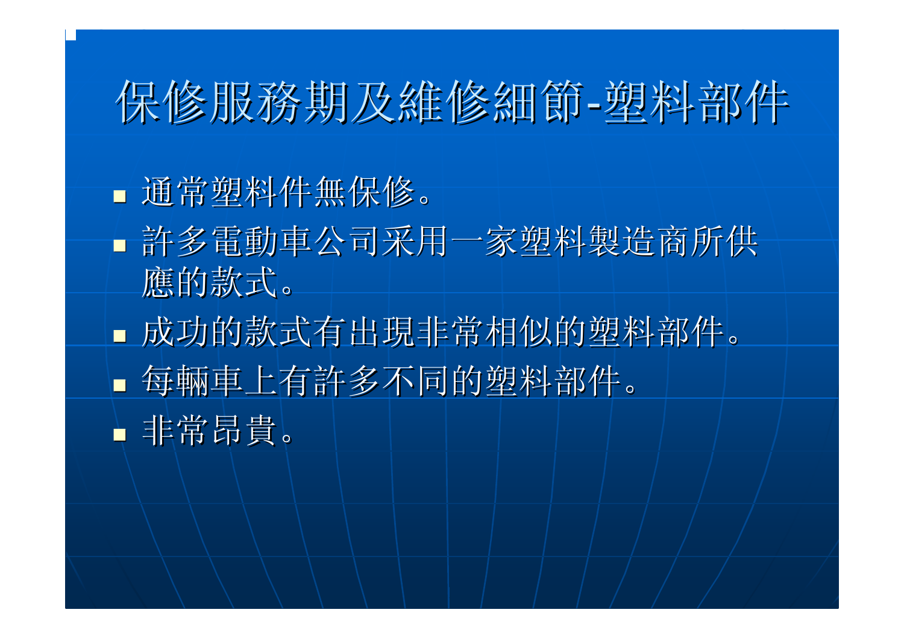# 保修服務期及維修細節-塑料部件

- 通常塑料件無保修。
- 許多電動車公司采用一家塑料製造商所供應的款式。
- 成功的款式有出現非常相似的塑料部件。
- 每輛車上有許多不同的塑料部件。
- 非常昂貴。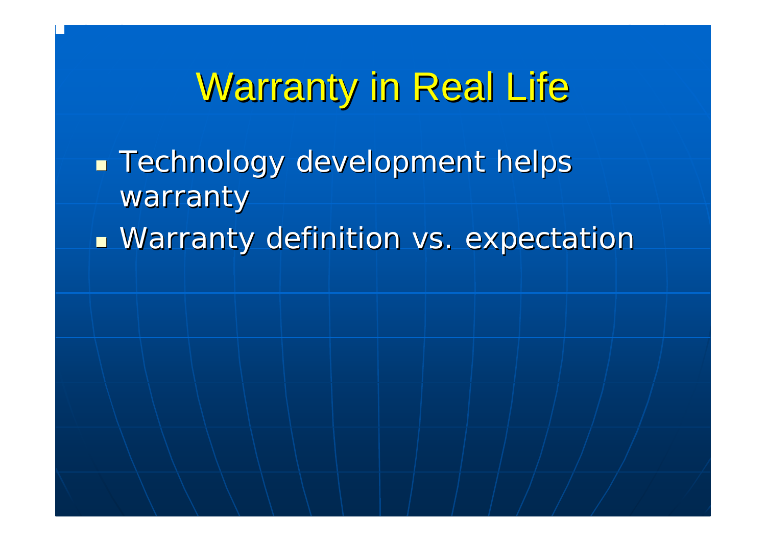# Warranty in Real Life

- Technology development helps warranty
- Warranty definition vs. expectation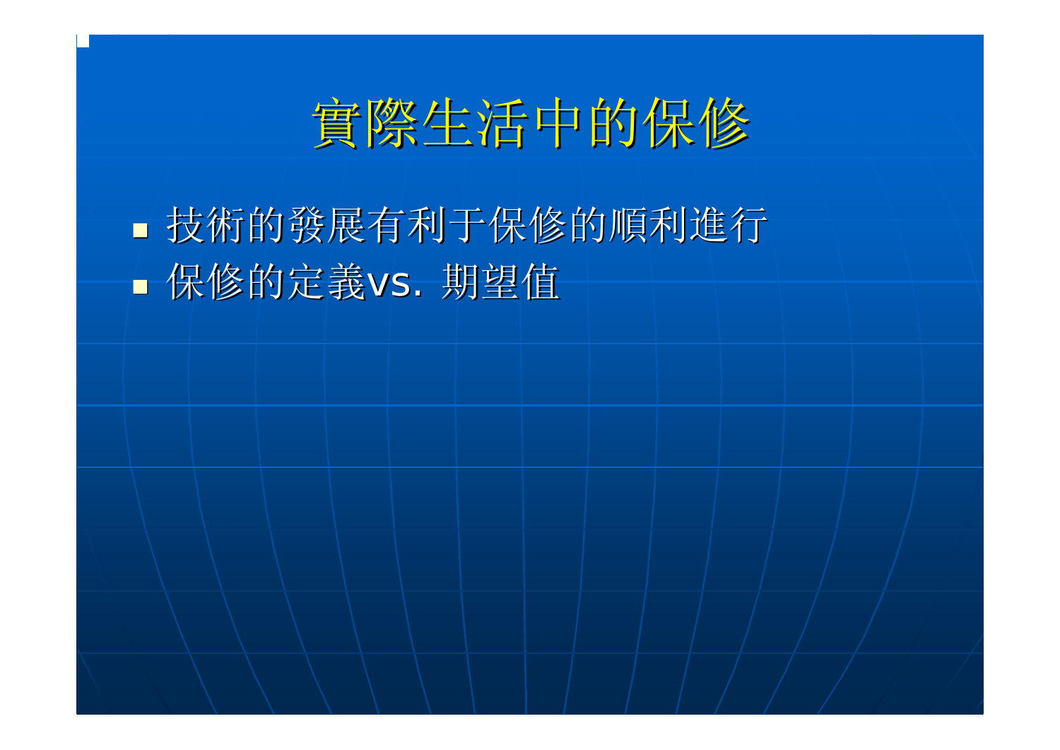# 實際生活中的保修

- 技術的發展有利于保修的順利進行
- 保修的定義vs. 期望值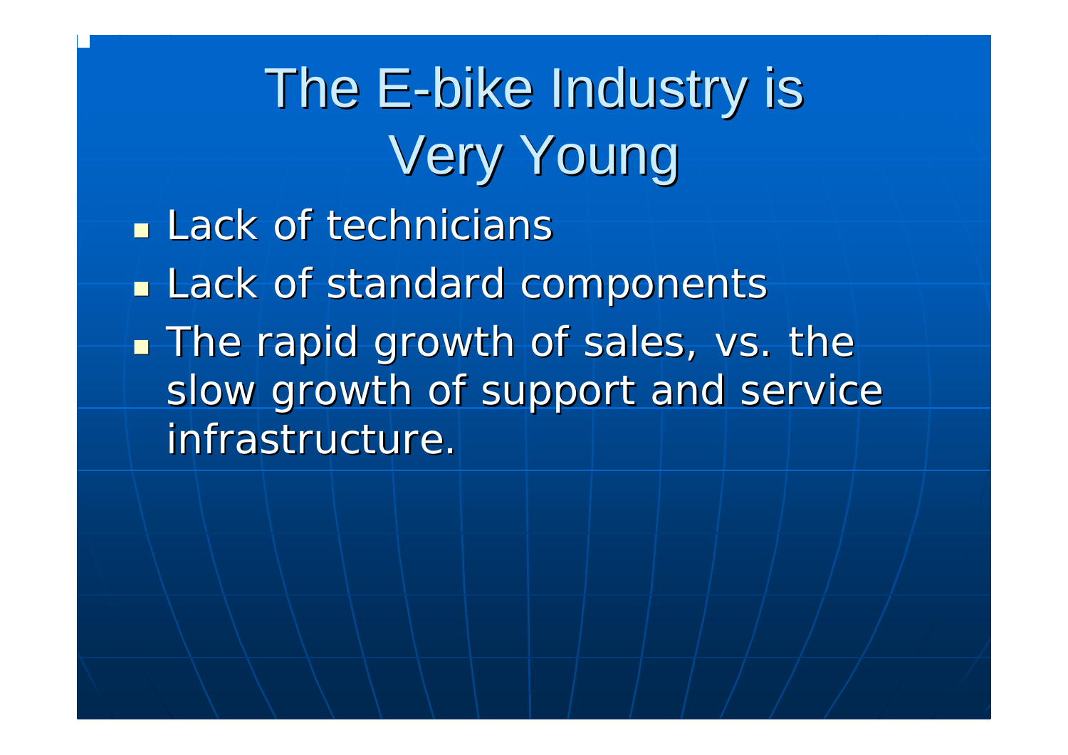# The E-bike Industry is Very Young

- Lack of technicians
- Lack of standard components
- The rapid growth of sales, vs. the slow growth of support and service infrastructure.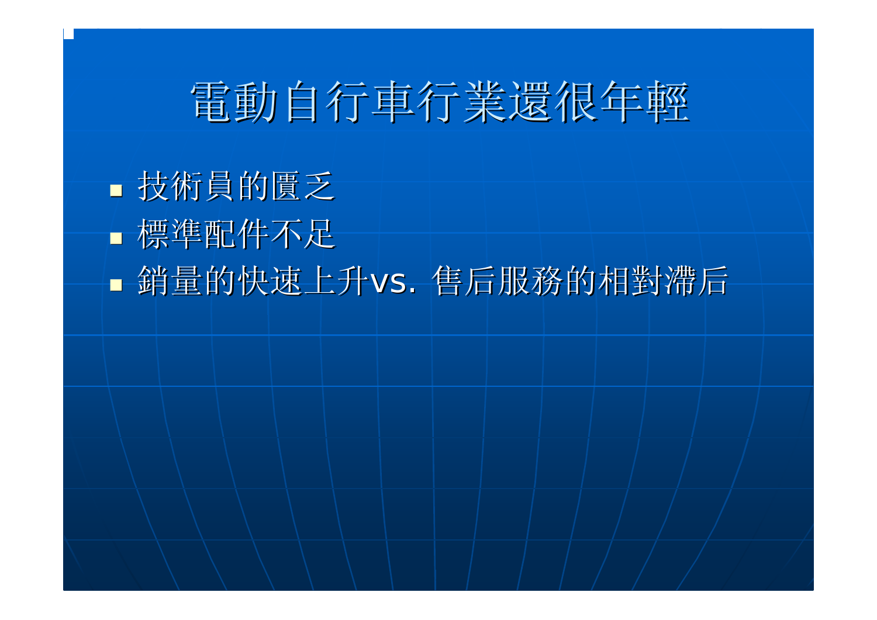# 電動自行車行業還很年輕

- 技術員的匱乏
- 標準配件不足
- 銷量的快速上升vs. 售后服務的相對滯后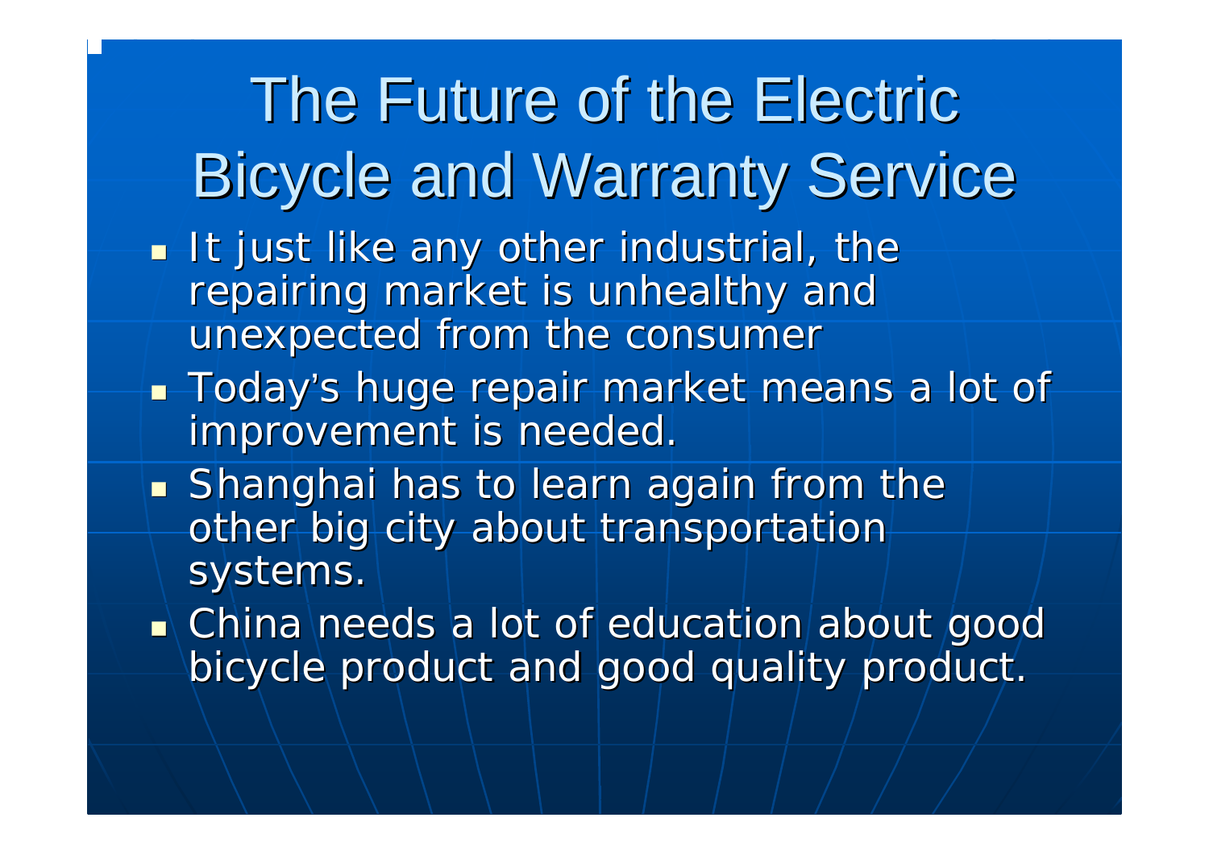# The Future of the Electric Bicycle and Warranty Service

- It just like any other industrial, the repairing market is unhealthy and unexpected from the consumer
- Today's huge repair market means a lot of improvement is needed.
- Shanghai has to learn again from the other big city about transportation systems.
- China needs a lot of education about good bicycle product and good quality product.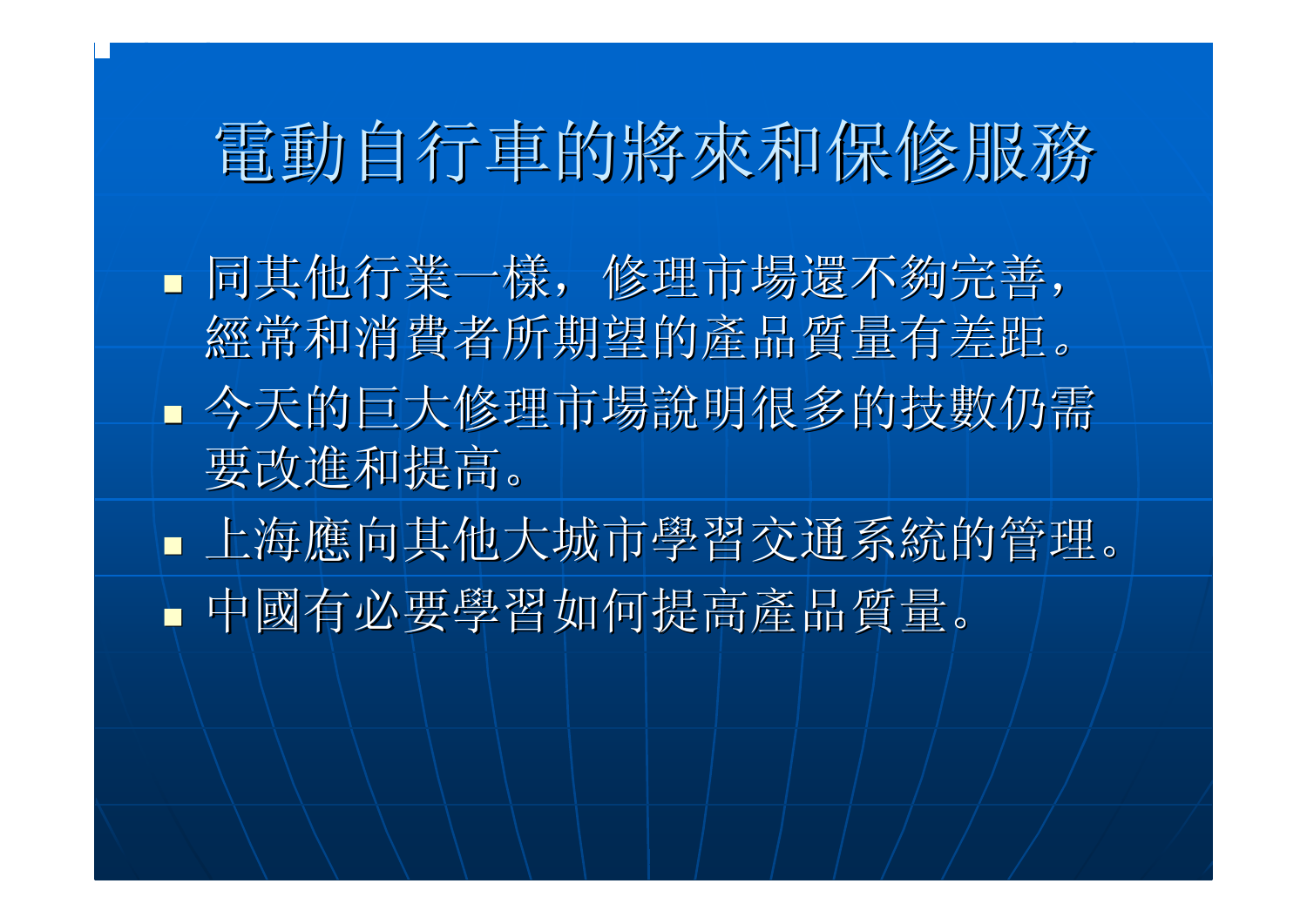# 電動自行車的將來和保修服務

- 同其他行業一樣，修理市場還不夠完善，經常和消費者所期望的產品質量有差距。
- 今天的巨大修理市場說明很多的技數仍需要改進和提高。
- 上海應向其他大城市學習交通系統的管理。
- 中國有必要學習如何提高產品質量。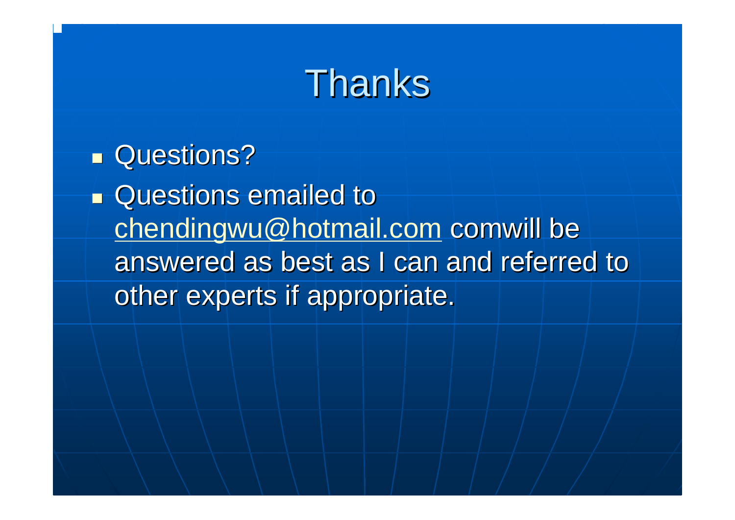# Thanks

- Questions?
- Questions emailed to chendingwu@hotmail.com comwill be answered as best as I can and referred to other experts if appropriate.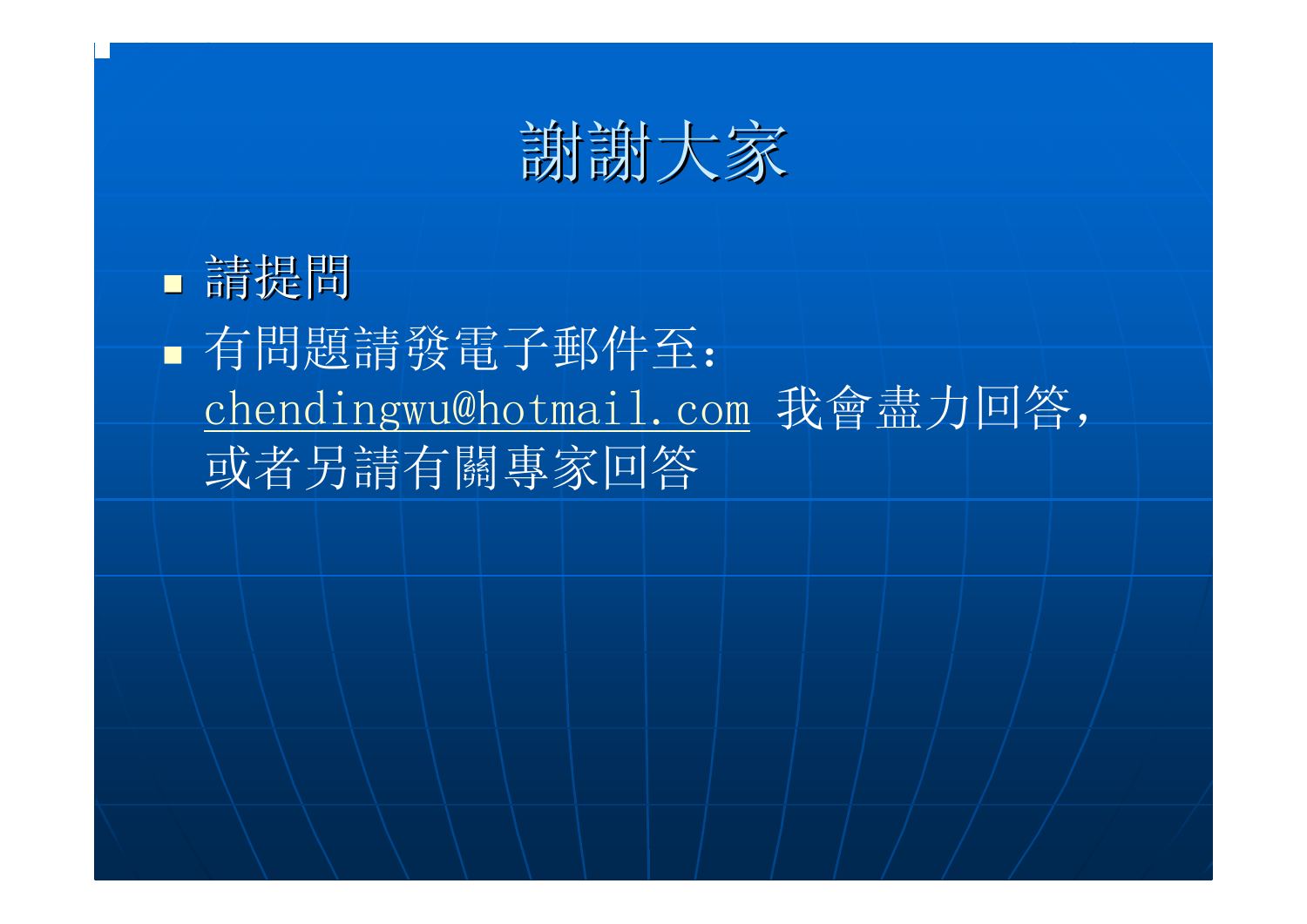# 謝謝大家

- 請提問
- 有問題請發電子郵件至：chendingwu@hotmail.com 我會盡力回答，或者另請有關專家回答